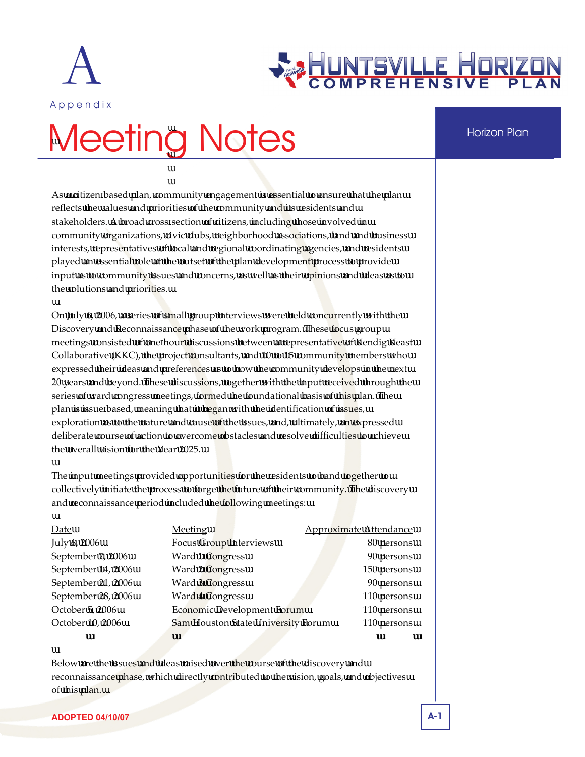# Appendix A

# Meeting Notes

As a citizen-based plan, community engagement is essential to ensure that the plan reflects the values and priorities of the community and its residents and stakeholders. A broad cross-section of citizens, including those involved in community organizations, civic clubs, neighborhood associations, land and business interests, representatives of local and regional coordinating agencies, and residents played an essential role at the outset of the plan development process to provide input as to community issues and concerns, as well as their opinions and ideas as to the solutions and priorities.

On July 6, 2006, a series of small group interviews were held concurrently with the Discovery and Reconnaissance phase of the work program. These focus group meetings consisted of one-hour discussions between a representative of Kendig Keast Collaborative (KKC), the project consultants, and 10 to 15 community members who expressed their ideas and preferences as to how the community develops in the next 20 years and beyond. These discussions, together with the input received through the series of ward congress meetings, formed the foundational basis of this plan. The plan is issue-based, meaning that it began with the identification of issues, exploration as to the nature and cause of the issues, and, ultimately, an expressed deliberate course of action to overcome obstacles and resolve difficulties to achieve the overall vision for the Year 2025.

The input meetings provided opportunities for the residents to band together to collectively initiate the process to forge the future of their community. The discovery and reconnaissance period included the following meetings:

| Date | Meeting | Approximate Attendance |
|---|---|---|
| July 6, 2006 | Focus Group Interviews | 80 persons |
| September 7, 2006 | Ward 1 Congress | 90 persons |
| September 14, 2006 | Ward 2 Congress | 150 persons |
| September 21, 2006 | Ward 3 Congress | 90 persons |
| September 28, 2006 | Ward 4 Congress | 110 persons |
| October 5, 2006 | Economic Development Forum | 110 persons |
| October 10, 2006 | Sam Houston State University Forum | 110 persons |

Below are the issues and ideas raised over the course of the discovery and reconnaissance phase, which directly contributed to the vision, goals, and objectives of this plan.

ADOPTED 04/10/07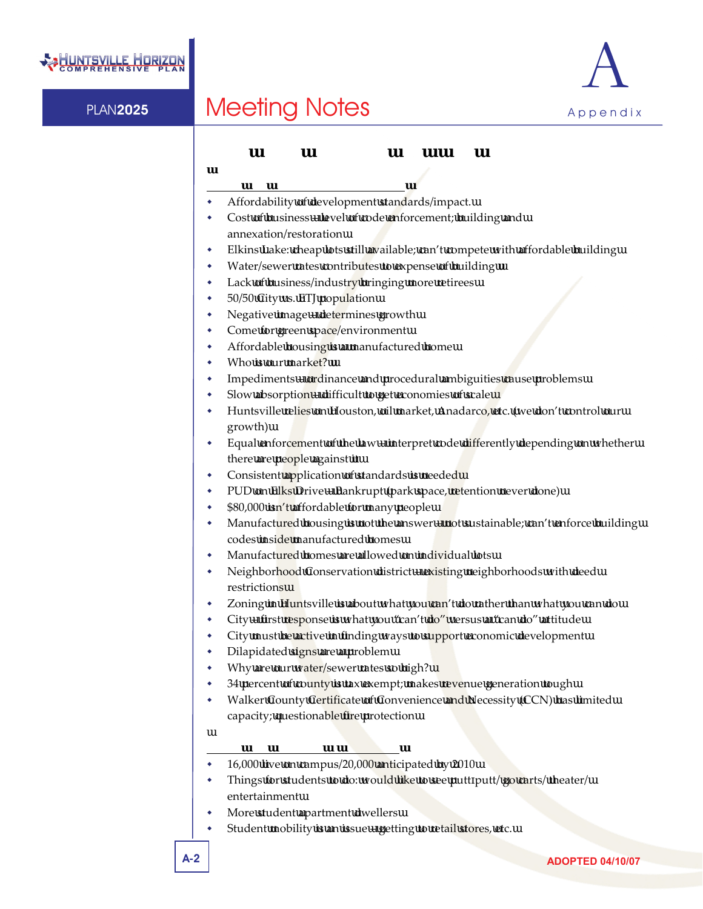- Affordability of development standards/impact.
- Cost of business – level of code enforcement; building and annexation/restoration
- Elkins Lake: cheap lots still available; can't compete with affordable building
- Water/sewer rates contributes to expense of building
- Lack of business/industry bringing more retirees
- 50/50 City vs. ETJ population
- Negative image – determines growth
- Come for green space/environment
- Affordable housing is a manufactured home
- Who is our market?
- Impediments – ordinance and procedural ambiguities cause problems
- Slow absorption – difficult to get economies of scale
- Huntsville relies on Houston, oil market, Anadarko, etc. (we don't control our growth)
- Equal enforcement of the law – interpret code differently depending on whether there are people against it
- Consistent application of standards is needed
- PUD on Elks Drive – Bankrupt (park space, retention never done)
- $80,000 isn't affordable for many people
- Manufactured housing is not the answer – not sustainable; can't enforce building codes inside manufactured homes
- Manufactured homes are allowed on individual lots
- Neighborhood Conservation district – existing neighborhoods with deed restrictions
- Zoning in Huntsville is about what you can't do rather than what you can do
- City – first response is what you "can't do" versus a "can do" attitude
- City must be active in finding ways to support economic development
- Dilapidated signs are a problem
- Why are our water/sewer rates so high?
- 34 percent of county is tax exempt; makes revenue generation tough
- Walker County Certificate of Convenience and Necessity (CCN) has limited capacity; questionable fire protection

- 16,000 live on campus/20,000 anticipated by 2010
- Things for students to do: would like to see putt-putt/go-carts/theater/entertainment
- More student apartment dwellers
- Student mobility is an issue – getting to retail stores, etc.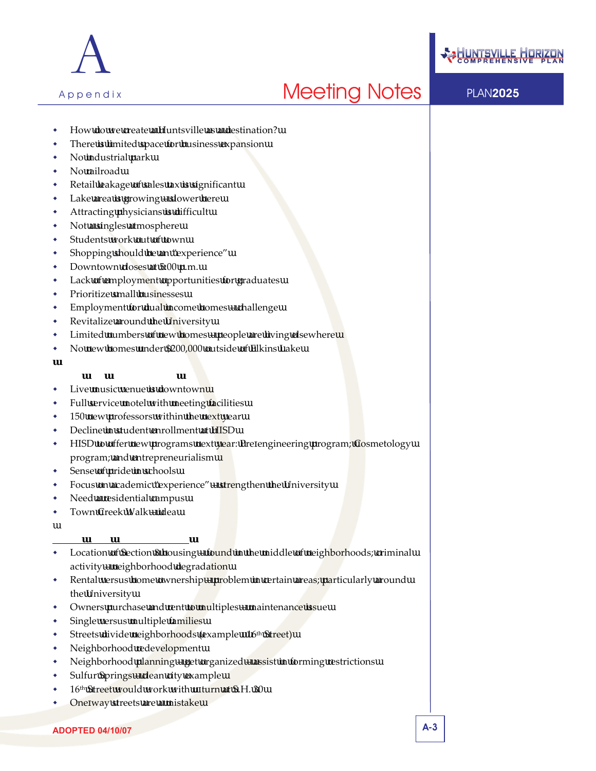- How do we create Huntsville as a destination?
- There is limited space for business expansion
- No industrial park
- No railroad
- Retail leakage of sales tax is significant
- Lake area is growing – slower here
- Attracting physicians is difficult
- Not a singles atmosphere
- Students work out of town
- Shopping should be an "experience"
- Downtown closes at 5:00 p.m.
- Lack of employment opportunities for graduates
- Prioritize small businesses
- Employment for dual income homes – challenge
- Revitalize around the University
- Limited numbers of new homes – people are living elsewhere
- No new homes under $200,000 outside of Elkins Lake

- Live music venue is downtown
- Full service motel with meeting facilities
- 150 new professors within the next year
- Decline in student enrollment at HISD
- HISD to offer new programs next year: Pre-engineering program; Cosmetology program; and entrepreneurialism
- Sense of pride in schools
- Focus on academic "experience" – strengthen the University
- Need a residential campus
- Town Creek Walk – idea

- Location of Section 8 housing – found in the middle of neighborhoods; criminal activity – neighborhood degradation
- Rental versus home ownership – problem in certain areas; particularly around the University
- Owners purchase and rent to multiples – maintenance issue
- Single versus multiple families
- Streets divide neighborhoods (example 16th Street)
- Neighborhood redevelopment
- Neighborhood planning – get organized – assist in forming restrictions
- Sulfur Springs – clean city example
- 16th Street would work with a turn at S.H. 30
- One-way streets are a mistake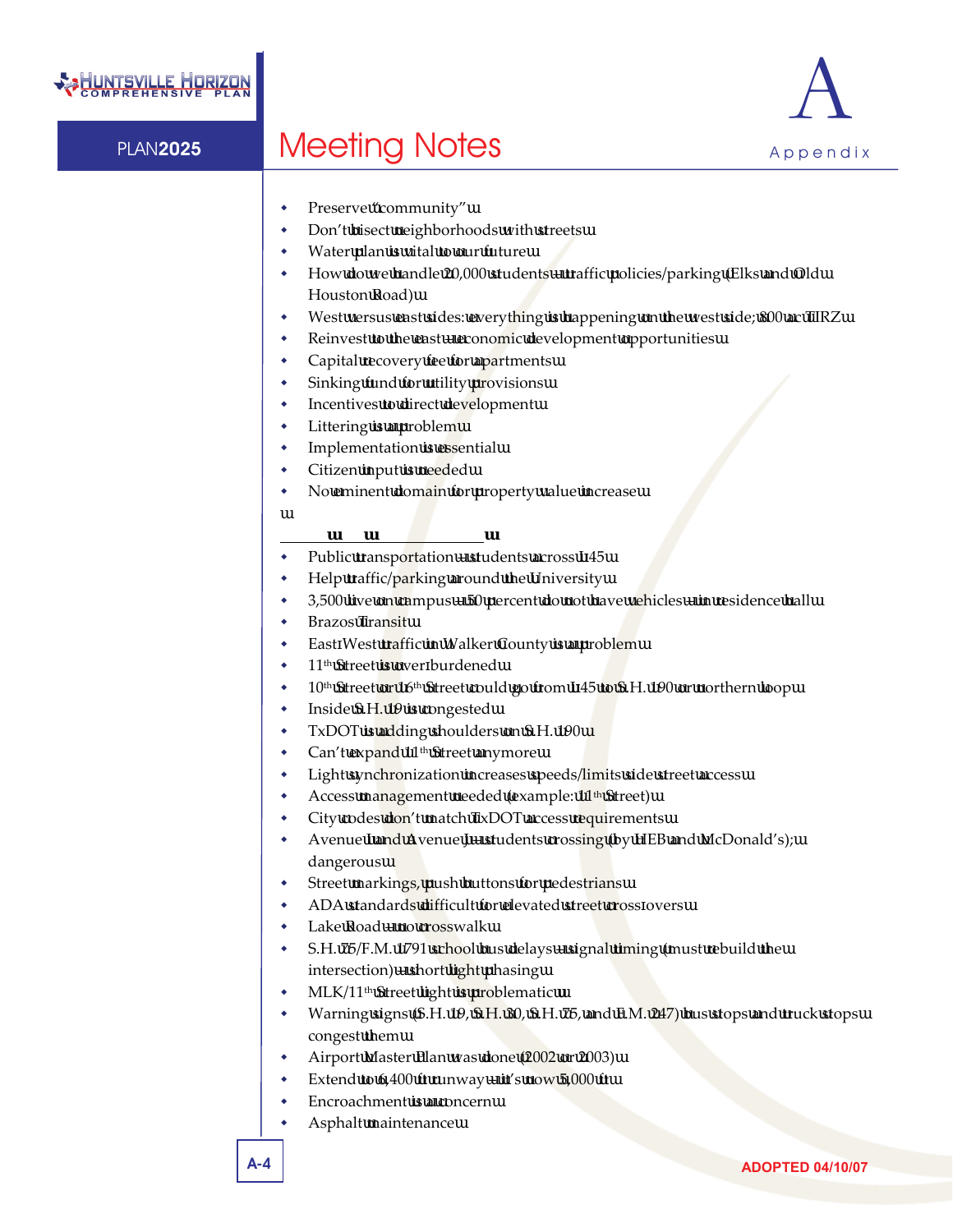- Preserve "community"
- Don't bisect neighborhoods with streets
- Water plan is vital to our future
- How do we handle 20,000 students – traffic policies/parking (Elks and Old Houston Road)
- West versus east sides: everything is happening on the west side; 800 ac TIRZ
- Reinvest to the east – economic development opportunities
- Capital recovery fee for apartments
- Sinking fund for utility provisions
- Incentives to direct development
- Littering is a problem
- Implementation is essential
- Citizen input is needed
- No eminent domain for property value increase

- Public transportation – students across I-45
- Help traffic/parking around the University
- 3,500 live on campus – 50 percent do not have vehicles – in residence hall
- Brazos Transit
- East-West traffic in Walker County is a problem
- 11th Street is over-burdened
- 10th Street or 16th Street could go from I-45 to S.H. 190 or northern loop
- Inside S.H. 19 is congested
- TxDOT is adding shoulders on S.H. 190
- Can't expand 11th Street anymore
- Light synchronization increases speeds/limits side street access
- Access management needed (example: 11th Street)
- City codes don't match TxDOT access requirements
- Avenue I and Avenue J – students crossing (by HEB and McDonald's); dangerous
- Street markings, push buttons for pedestrians
- ADA standards difficult for elevated street cross-overs
- Lake Road – no crosswalk
- S.H. 75/F.M. 1791 school bus delays – signal timing (must rebuild the intersection) – short light phasing
- MLK/11th Street light is problematic
- Warning signs (S.H. 19, S.H. 30, S.H. 75, and F.M. 247) bus stops and truck stops congest them
- Airport Master Plan was done (2002 or 2003)
- Extend to 6,400 ft runway – it's now 5,000 ft
- Encroachment is a concern
- Asphalt maintenance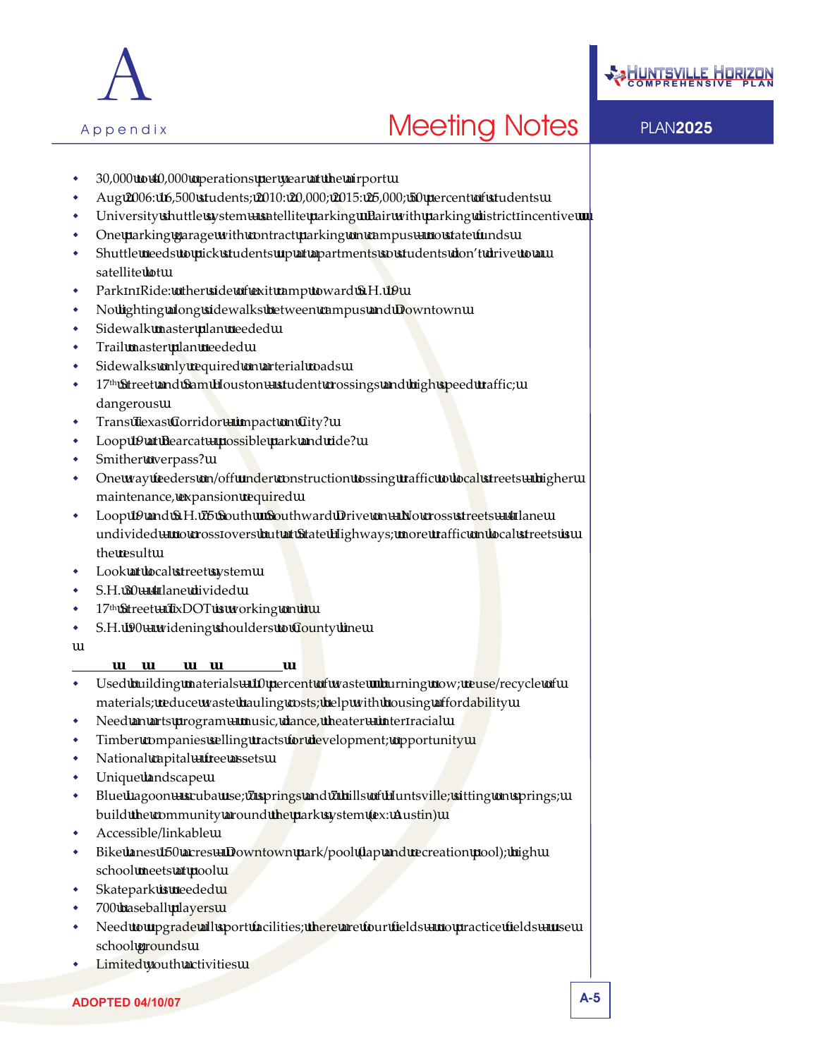- 30,000 to 40,000 operations per year at the airport
- Aug 2006: 16,500 students; 2010: 20,000; 2015: 25,000; 50 percent of students
- University shuttle system – satellite parking – pair with parking district incentive
- One parking garage with contract parking on campus – no state funds
- Shuttle needs to pick students up at apartments so students don't drive to a satellite lot
- Park-n-Ride: other side of exit ramp toward S.H. 19
- No lighting along sidewalks between campus and Downtown
- Sidewalk master plan needed
- Trail master plan needed
- Sidewalks only required on arterial roads
- 17th Street and Sam Houston – student crossings and high speed traffic; dangerous
- Trans Texas Corridor – impact on City?
- Loop 19 at Bearcat – possible park and ride?
- Smither overpass?
- One way feeders on/off under construction tossing traffic to local streets – higher maintenance, expansion required
- Loop 19 and S.H. 75 South – Southward Drive on – No cross streets – 4 lane undivided – no cross-overs but at State Highways; more traffic on local streets is the result
- Look at local street system
- S.H. 30 – 4 lane divided
- 17th Street – TxDOT is working on it
- S.H. 190 – widening shoulders to County line

- Used building materials – 10 percent of waste – burning now; reuse/recycle of materials; reduce waste hauling costs; help with housing affordability
- Need an arts program – music, dance, theater – inter-racial
- Timber companies selling tracts for development; opportunity
- National capital – free assets
- Unique landscape
- Blue Lagoon – scuba use; 7 springs and 7 hills of Huntsville; sitting on springs; build the community around the park system (ex: Austin)
- Accessible/linkable
- Bike lanes 150 acres – Downtown park/pool (lap and recreation pool); high school meets at pool
- Skate park is needed
- 700 baseball players
- Need to upgrade all sport facilities; there are four fields – no practice fields – use school grounds
- Limited youth activities

ADOPTED 04/10/07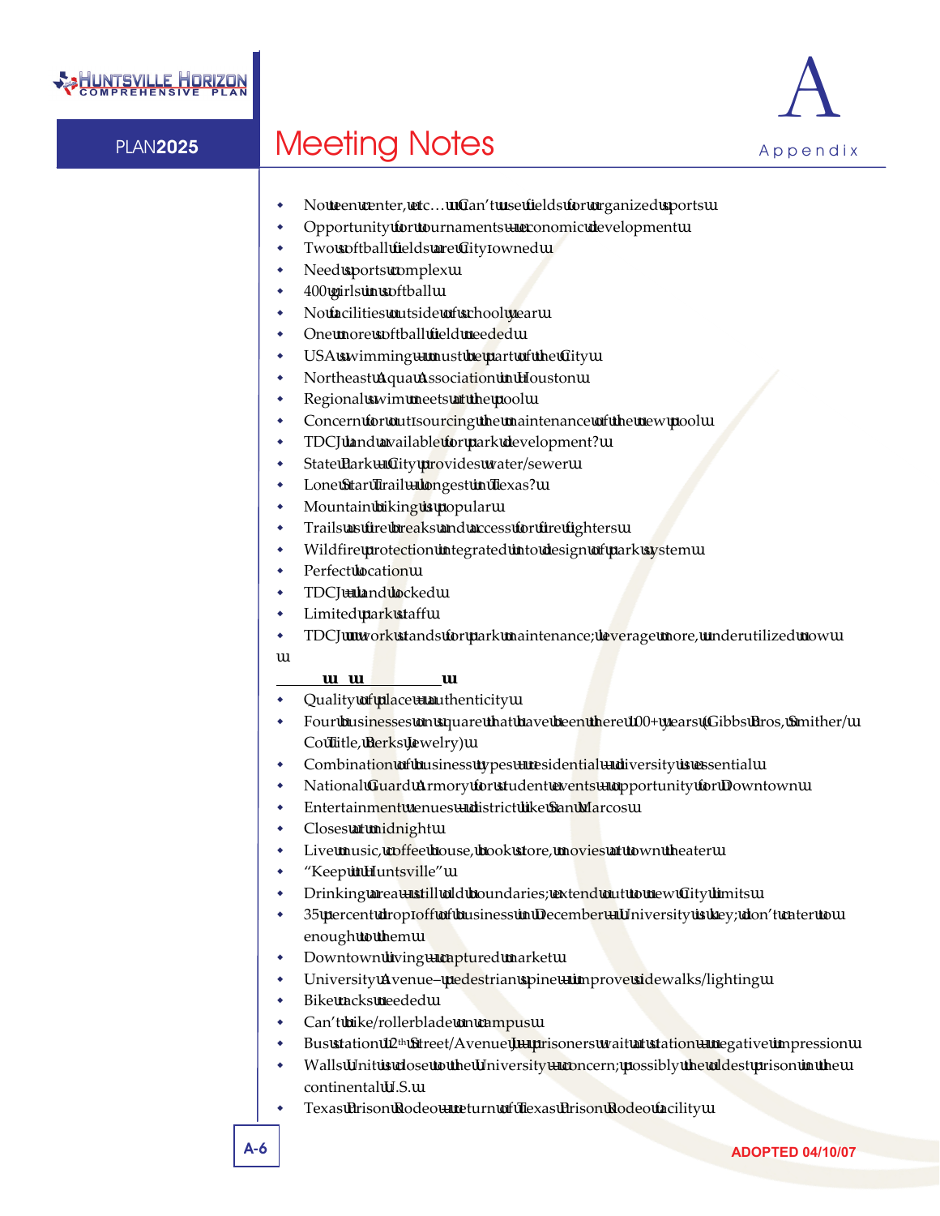- No teen center, etc… Can't use fields for organized sports
- Opportunity for tournaments – economic development
- Two softball fields are City owned
- Need sports complex
- 400 girls in softball
- No facilities outside of school year
- One more softball field needed
- USA swimming – must be part of the City
- Northeast Aqua Association in Houston
- Regional swim meets at the pool
- Concern for outsourcing the maintenance of the new pool
- TDCJ land available for park development?
- State Park – City provides water/sewer
- Lone Star Trail – longest in Texas?
- Mountain biking is popular
- Trails as fire breaks and access for fire fighters
- Wildfire protection integrated into design of park system
- Perfect location
- TDCJ – land locked
- Limited park staff
- TDCJ work stands for park maintenance; leverage more, underutilized now

- Quality of place – authenticity
- Four businesses on square that have been there 100+ years (Gibbs Bros, Smither/Co Title, Berks Jewelry)
- Combination of business types – residential – university is essential
- National Guard Armory for student events – opportunity for Downtown
- Entertainment venues – district like San Marcos
- Closes at midnight
- Live music, coffee house, book store, movies at town theater
- "Keep it Huntsville"
- Drinking area – still old boundaries; extend out to new City limits
- 35 percent drop off of business in December – University is key; don't cater to enough to them
- Downtown living – captured market
- University Avenue – pedestrian spine – improve sidewalks/lighting
- Bike racks needed
- Can't bike/rollerblade on campus
- Bus station 12th Street/Avenue J – prisoners wait at station – negative impression
- Walls Unit is close to the University – concern; possibly the oldest prison in the continental U.S.
- Texas Prison Rodeo – return of Texas Prison Rodeo facility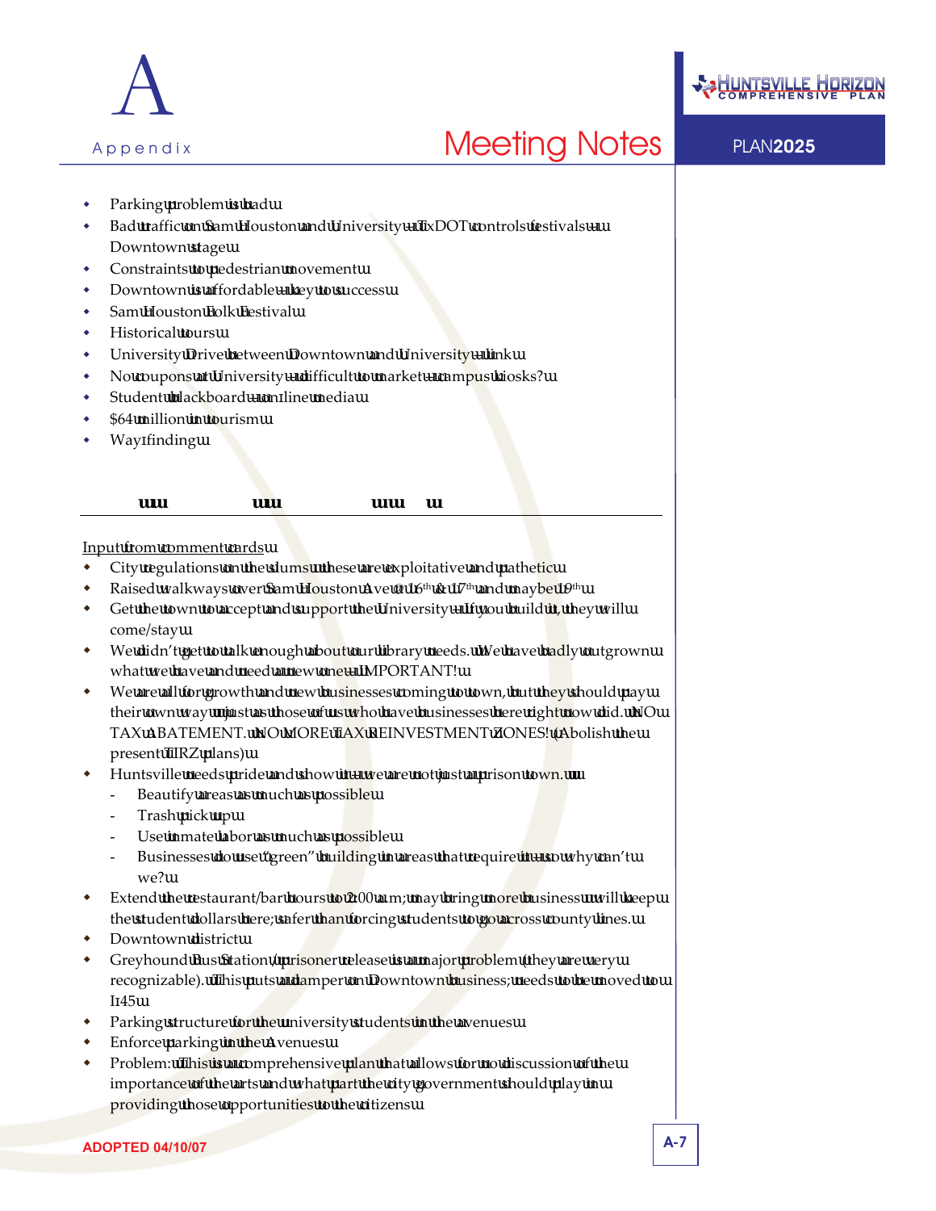- Parking problem is bad
- Bad traffic on Sam Houston and University – TxDOT controls festivals – Downtown stage
- Constraints to pedestrian movement
- Downtown is affordable – key to success
- Sam Houston Folk Festival
- Historical tours
- University Drive between Downtown and University – link
- No coupons at University – difficult to market – campus kiosks?
- Student blackboard – online media
- $64 million in tourism
- Wayfinding

---

Input from comment cards

- City regulations on the slums – these are exploitative and pathetic
- Raised walkways over Sam Houston Ave @ 16[th] & 17[th] and maybe 19[th]
- Get the town to accept and support the University – If you build it, they will come/stay
- We didn't get to talk enough about our library needs. We have badly outgrown what we have and need a new one – IMPORTANT!
- We are all for growth and new businesses coming to town, but they should pay their own way – just as those of us who have businesses here right now did. NO TAX ABATEMENT. NO MORE TAX REINVESTMENT ZONES! (Abolish the present TIRZ plans)
- Huntsville needs pride and show it – we are not just a prison town.
  - Beautify areas as much as possible
  - Trash pick up
  - Use inmate labor as much as possible
  - Businesses do use "green" building in areas that require it – so why can't we?
- Extend the restaurant/bar hours to 2:00 a.m.; may bring more business – will keep the student dollars here; safer than forcing students to go across county lines.
- Downtown district
- Greyhound Bus Station (prisoner release is a major problem (they are very recognizable). This puts a damper on Downtown business; needs to be moved to I-45
- Parking structure for the university students in the avenues
- Enforce parking in the Avenues
- Problem: This is a comprehensive plan that allows for no discussion of the importance of the arts and what part the city government should play in providing those opportunities to the citizens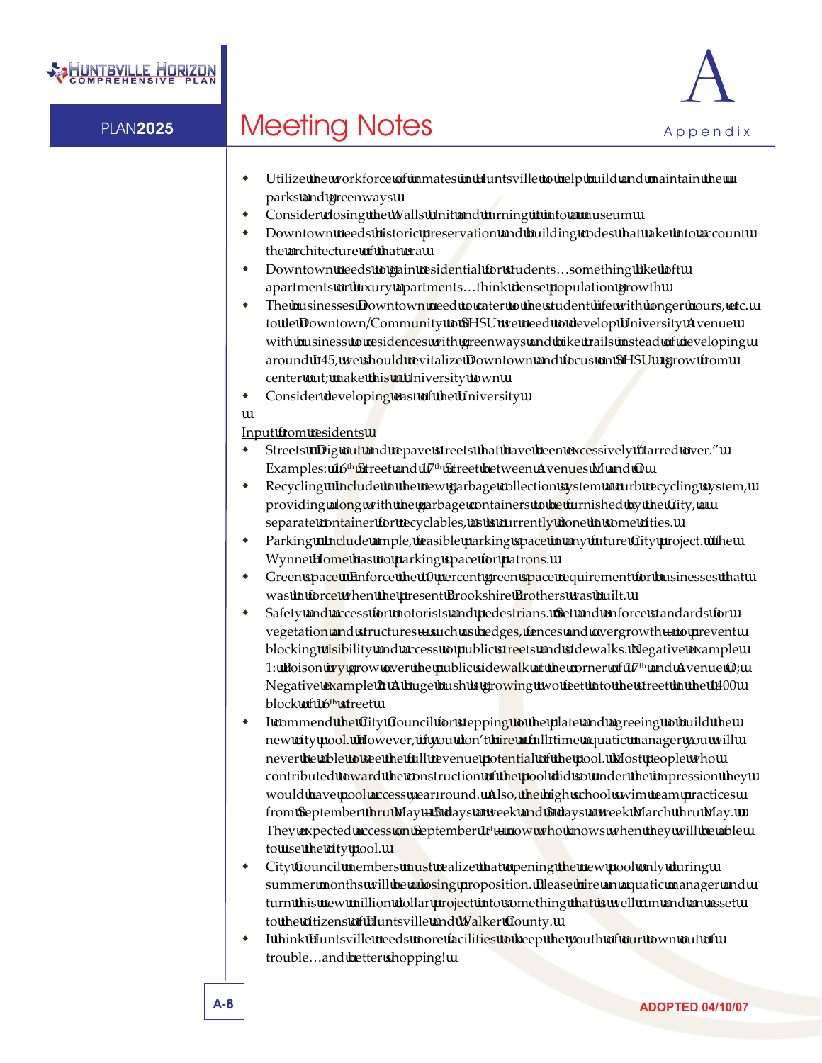- Utilize the workforce of inmates in Huntsville to help build and maintain the parks and greenways
- Consider closing the Walls Unit and turning it into a museum
- Downtown needs historic preservation and building codes that take into account the architecture of that era
- Downtown needs to gain residential for students…something like loft apartments or luxury apartments…think dense population growth
- The businesses Downtown need to cater to the student life with longer hours, etc. to tie Downtown/Community to SHSU we need to develop University Avenue with business to residences with greenways and bike trails instead of developing around I-45, we should revitalize Downtown and focus on SHSU – grow from center out; make this a University town
- Consider developing east of the University

Input from residents

- Streets – Dig out and repave streets that have been excessively "tarred over." Examples: 16th Street and 17th Street between Avenues M and O
- Recycling – Include in the new garbage collection system a curb recycling system, providing along with the garbage containers to be furnished by the City, a separate container for recyclables, as is currently done in some cities.
- Parking – Include ample, feasible parking space in any future City project. The Wynne Home has no parking space for patrons.
- Green space – Enforce the 10 percent green space requirement for businesses that was in force when the present Brookshire Brothers was built.
- Safety and access for motorists and pedestrians. Set and enforce standards for vegetation and structures – such as hedges, fences and overgrowth – to prevent blocking visibility and access to public streets and sidewalks. Negative example 1: Poison ivy grow over the public sidewalk at the corner of 17th and Avenue O; Negative example 2: A huge bush is growing two feet into the street in the 1400 block of 16th street
- I commend the City Council for stepping to the plate and agreeing to build the new city pool. However, if you don't hire a full time aquatic manager you will never be able to see the full revenue potential of the pool. Most people who contributed toward the construction of the pool did so under the impression they would have pool access year round. Also, the high school swim team practices from September thru May – 5 days a week and 3 days a week March thru May. They expected access on September 1st – now who knows when they will be able to use the city pool.
- City Council members must realize that opening the new pool only during summer months will be a losing proposition. Please hire an aquatic manager and turn this new million dollar project into something that is well run and an asset to the citizens of Huntsville and Walker County.
- I think Huntsville needs more facilities to keep the youth of our town out of trouble…and better shopping!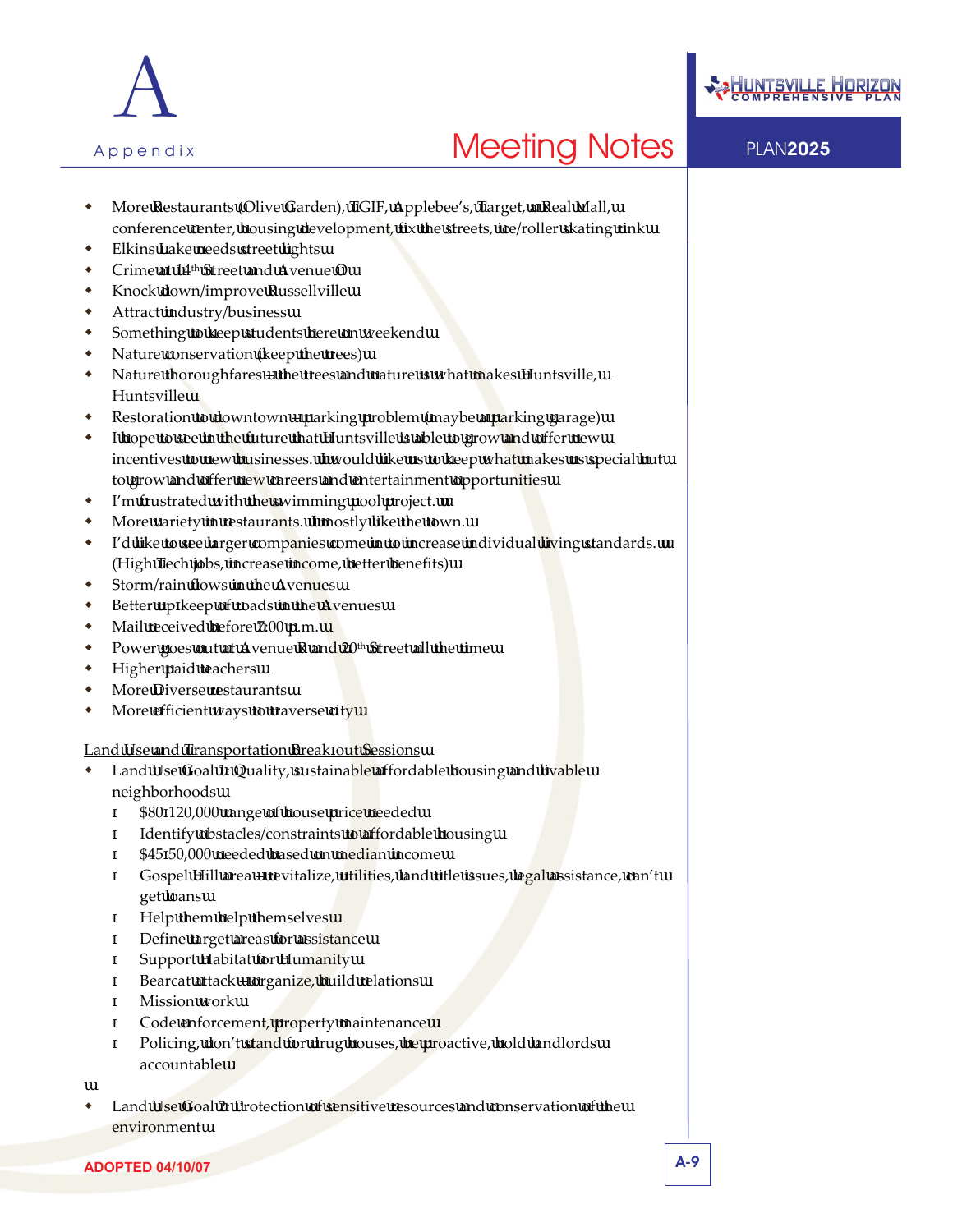- More Restaurants (Olive Garden), TGIF, Applebee's, Target, a Real Mall, conference center, housing development, fix the streets, ice/roller skating rink
- Elkins Lake needs street lights
- Crime at 14th Street and Avenue O
- Knock down/improve Russellville
- Attract industry/business
- Something to keep students here on weekend
- Nature conservation (keep the trees)
- Nature thoroughfares – the trees and nature is what makes Huntsville, Huntsville
- Restoration to downtown – parking problem (maybe a parking garage)
- I hope to see in the future that Huntsville is able to grow and offer new incentives to new businesses. I would like us to keep what makes us special but to grow and offer new careers and entertainment opportunities
- I'm frustrated with the swimming pool project.
- More variety in restaurants. I mostly like the town.
- I'd like to see larger companies come in to increase individual living standards. (High Tech jobs, increase income, better benefits)
- Storm/rain flows in the Avenues
- Better upkeep of roads in the Avenues
- Mail received before 7:00 p.m.
- Power goes out at Avenue R and 20th Street all the time
- Higher paid teachers
- More Diverse restaurants
- More efficient ways to traverse city

Land Use and Transportation Break-out Sessions

- Land Use Goal 1: Quality, sustainable affordable housing and livable neighborhoods
  - $80-120,000 range of house price needed
  - Identify obstacles/constraints to affordable housing
  - $45-50,000 needed based on median income
  - Gospel Hill area – revitalize, utilities, land title issues, legal assistance, can't get loans
  - Help them help themselves
  - Define target areas for assistance
  - Support Habitat for Humanity
  - Bearcat attack – organize, build relations
  - Mission work
  - Code enforcement, property maintenance
  - Policing, don't stand for drug houses, be proactive, hold landlords accountable

- Land Use Goal 2: Protection of sensitive resources and conservation of the environment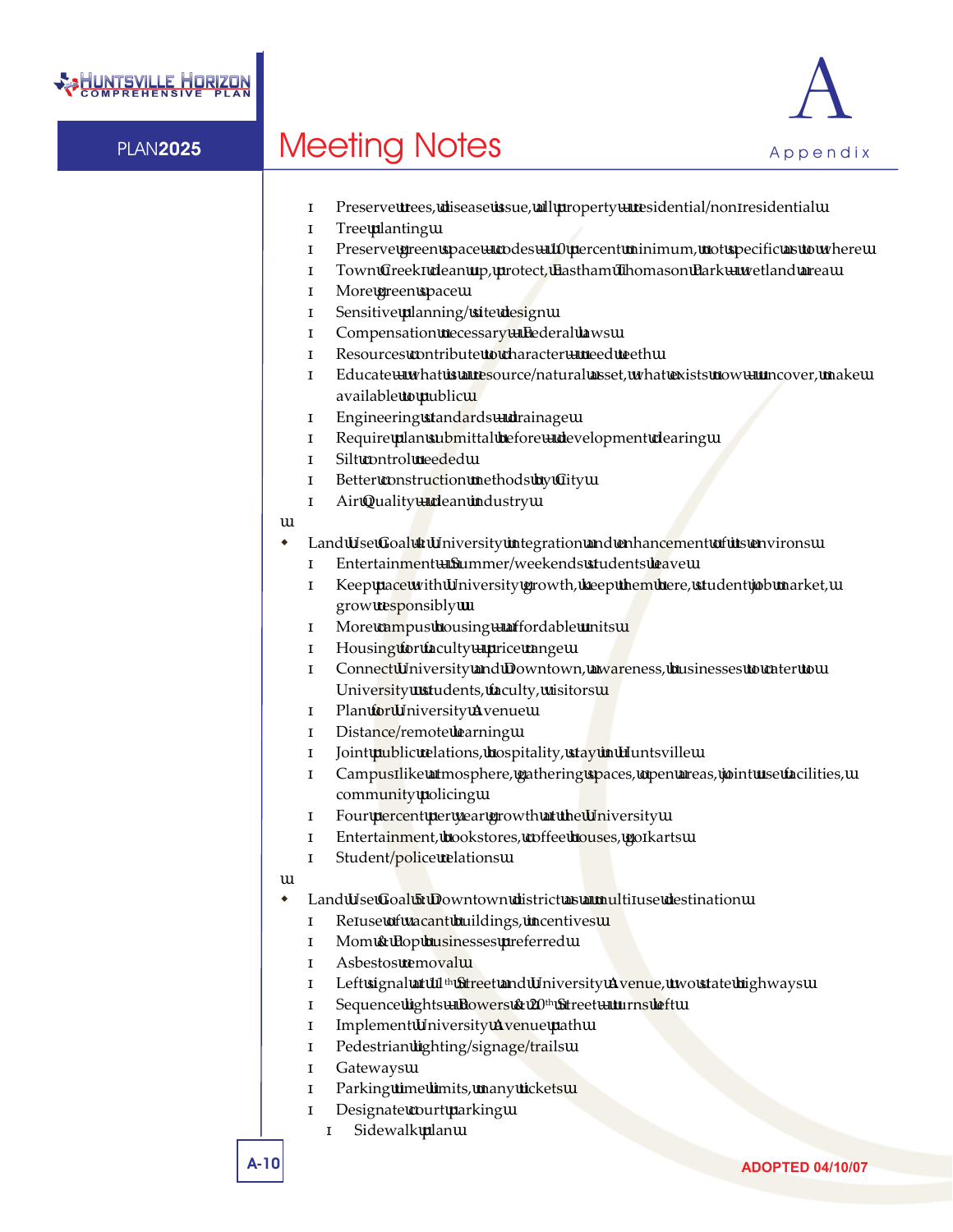- Preserve trees, disease issue, all property – residential/non-residential
- Tree planting
- Preserve green space – codes – 10 percent minimum, not specific as to where
- Town Creek-clean up, protect, Eastham Thomason Park – wetland area
- More green space
- Sensitive planning/site design
- Compensation necessary – Federal laws
- Resources contribute to character – need teeth
- Educate – what is a resource/natural asset, what exists now – uncover, make available to public
- Engineering standards – drainage
- Require plan submittal before – development clearing
- Silt control needed
- Better construction methods by City
- Air Quality – clean industry

- Land Use Goal 4: University integration and enhancement of its environs
  - Entertainment – Summer/weekends students leave
  - Keep pace with University growth, keep them here, student job market, grow responsibly
  - More campus housing – affordable units
  - Housing for faculty – price range
  - Connect University and Downtown, awareness, businesses to cater to University students, faculty, visitors
  - Plan for University Avenue
  - Distance/remote learning
  - Joint public relations, hospitality, stay in Huntsville
  - Campus-like atmosphere, gathering spaces, open areas, joint use facilities, community policing
  - Four percent per year growth at the University
  - Entertainment, bookstores, coffee houses, go-karts
  - Student/police relations

- Land Use Goal 5: Downtown district as a multi-use destination
  - Re-use of vacant buildings, incentives
  - Mom & Pop businesses preferred
  - Asbestos removal
  - Left signal at 11th Street and University Avenue, two state highways
  - Sequence lights – Bowers & 20th Street – turns left
  - Implement University Avenue path
  - Pedestrian lighting/signage/trails
  - Gateways
  - Parking time limits, many tickets
  - Designate court parking
  - Sidewalk plan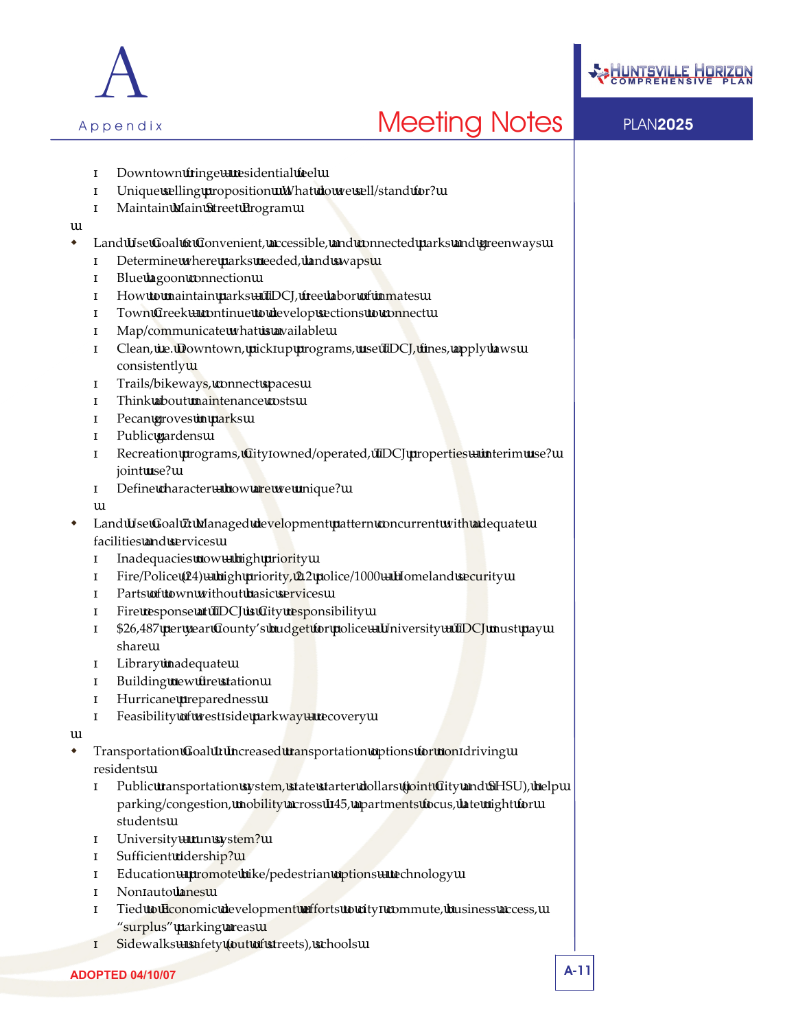- Downtown fringe – residential feel
- Unique selling proposition – What do we sell/stand for?
- Maintain Main Street Program

- Land Use Goal 6: Convenient, accessible, and connected parks and greenways
  - Determine where parks needed, land swaps
  - Blue lagoon connection
  - How to maintain parks – TDCJ, free labor of inmates
  - Town Creek – continue to develop sections to connect
  - Map/communicate what is available
  - Clean, i.e. Downtown, pick-up programs, use TDCJ, fines, apply laws consistently
  - Trails/bikeways, connect spaces
  - Think about maintenance costs
  - Pecan groves in parks
  - Public gardens
  - Recreation programs, City-owned/operated, TDCJ properties – interim use? joint use?
  - Define character – how are we unique?

- Land Use Goal 7: Managed development pattern concurrent with adequate facilities and services
  - Inadequacies now – high priority
  - Fire/Police (24) – high priority, 2.2 police/1000 – Homeland security
  - Parts of town without basic services
  - Fire response at TDCJ is City responsibility
  - $26,487 per year County's budget for police – University – TDCJ must pay share
  - Library inadequate
  - Building new fire station
  - Hurricane preparedness
  - Feasibility of west-side parkway – recovery

- Transportation Goal 1: Increased transportation options for non-driving residents
  - Public transportation system, state starter dollars (joint City and SHSU), help parking/congestion, mobility across I-45, apartments focus, late night for students
  - University – run system?
  - Sufficient ridership?
  - Education – promote bike/pedestrian options – technology
  - Non-auto lanes
  - Tied to Economic development efforts to city-commute, business access, "surplus" parking areas
  - Sidewalks – safety (out of streets), schools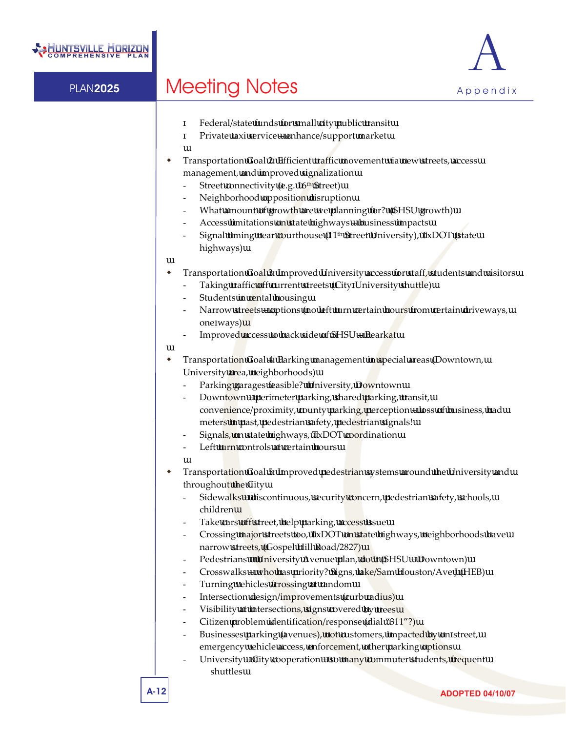- Federal/state funds for small city public transit
- Private taxi service – enhance/support market

- Transportation Goal 2: Efficient traffic movement via new streets, access management, and improved signalization
  - Street connectivity (e.g. 16th Street)
  - Neighborhood opposition/disruption
  - What amount of growth are we planning for? (SHSU growth)
  - Access limitations on state highways – business impacts
  - Signal timing near courthouse (11th Street/University), TxDOT (state highways)

- Transportation Goal 3: Improved University access for staff, students and visitors
  - Taking traffic off current streets (City-University shuttle)
  - Students in rental housing
  - Narrow streets – options (no left turn certain hours from certain driveways, one-ways)
  - Improved access to back side of SHSU – Bearkat

- Transportation Goal 4: Parking management in special areas (Downtown, University area, neighborhoods)
  - Parking garages feasible? University, Downtown
  - Downtown – perimeter parking, shared parking, transit, convenience/proximity, county parking, perception – loss of business, had meters in past, pedestrian safety, pedestrian signals!
  - Signals, on state highways, TxDOT coordination
  - Left turn controls at certain hours

- Transportation Goal 5: Improved pedestrian systems around the University and throughout the City
  - Sidewalks – discontinuous, security concern, pedestrian safety, schools, children
  - Take cars off street, help parking, access issue
  - Crossing major streets too, TxDOT on state highways, neighborhoods have narrow streets, (Gospel Hill Road/2827)
  - Pedestrians – University Avenue plan, do it (SHSU – Downtown)
  - Crosswalks – who has priority? Signs, Lake/Sam Houston/Ave J (HEB)
  - Turning vehicles/crossing at random
  - Intersection design/improvements (curb radius)
  - Visibility at intersections, signs covered by trees
  - Citizen problem identification/response (dial "311"?)
  - Businesses parking (avenues), not customers, impacted by on-street, emergency vehicle access, enforcement, other parking options
  - University – City cooperation – so many commuter students, frequent shuttles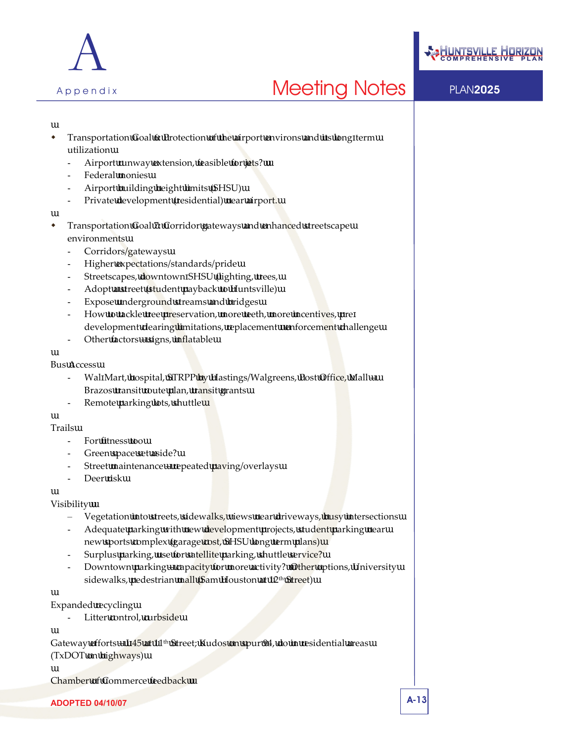- Transportation Goal 6 Protection of the airport environs and its long-term utilization
  - Airport runway extension, feasible for jets?
  - Federal monies
  - Airport building height limits (SHSU)
  - Private development (residential) near airport.

- Transportation Goal 7 Corridor gateways and enhanced streetscape environments
  - Corridors/gateways
  - Higher expectations/standards/pride
  - Streetscapes, downtown-SHSU (lighting, trees,
  - Adopt a street (student payback to Huntsville)
  - Expose underground streams and bridges
  - How to tackle tree preservation, more teeth, more incentives, pre-development clearing limitations, replacement enforcement challenge
  - Other factors – signs, inflatable

Bus Access
- Wal-Mart, hospital, STRPP by Hastings/Walgreens, Post Office, Mall – Brazos transit route plan, transit grants
- Remote parking lots, shuttle

Trails
- For fitness too
- Green space set aside?
- Street maintenance – repeated paving/overlays
- Deer risk

Visibility
- Vegetation into streets, sidewalks, views near driveways, busy intersections
- Adequate parking with new development projects, student parking near new sports complex (garage cost, SHSU long term plans)
- Surplus parking, use for satellite parking, shuttle service?
- Downtown parking – capacity for more activity? Other options, University sidewalks, pedestrian mall (Sam Houston at 12th Street)

Expanded recycling
- Litter control, curbside

Gateway efforts – I-45 at 11th Street; Kudos on spur 94, do in residential areas (TxDOT on highways)

Chamber of Commerce feedback

ADOPTED 04/10/07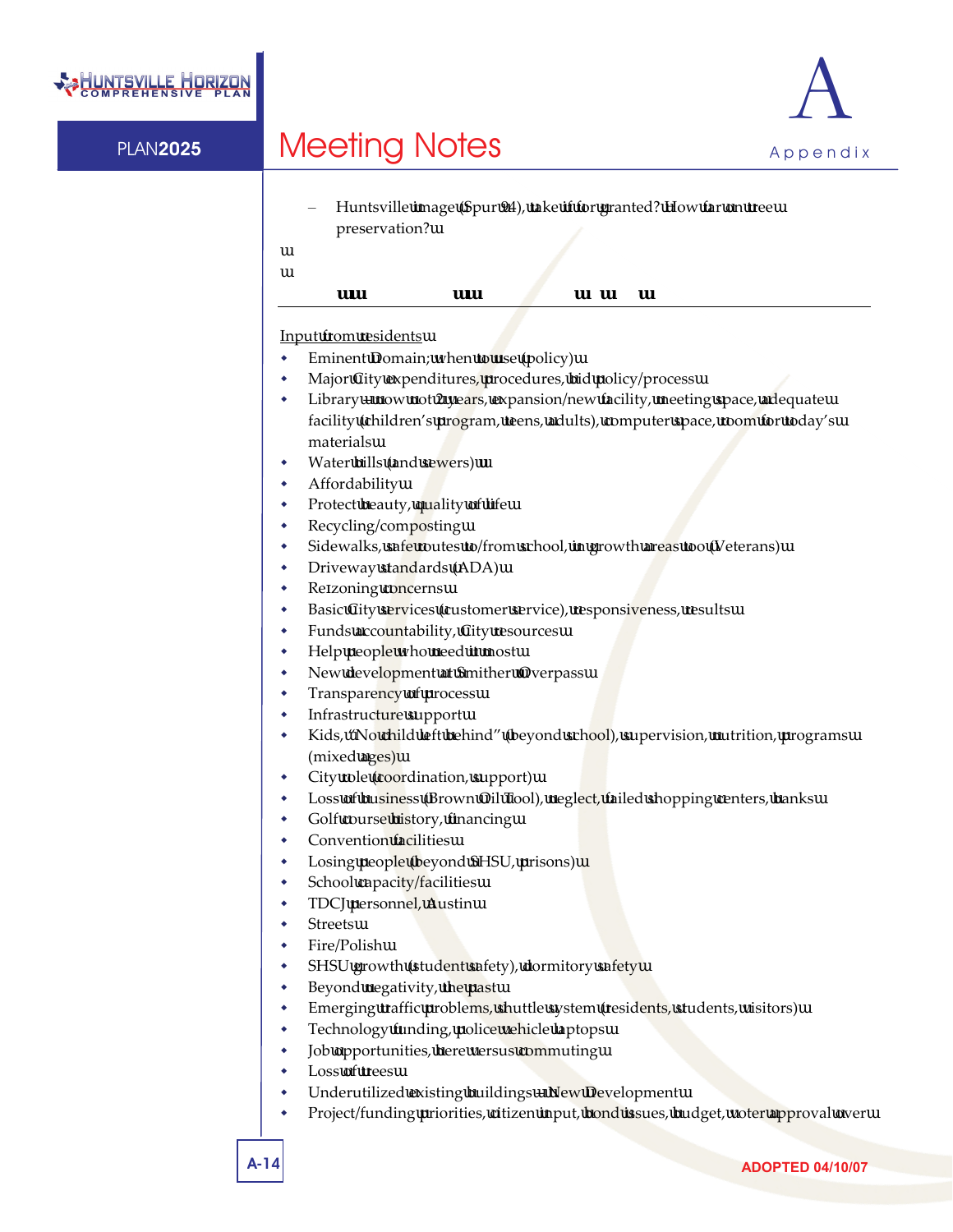– Huntsville image (Spur 94), take it for granted? How far on tree preservation?

---

Input from residents

- Eminent Domain; when to use (policy)
- Major City expenditures, procedures, bid policy/process
- Library – now not 21 years, expansion/new facility, meeting space, adequate facility (children's program, teens, adults), computer space, room for today's materials
- Water bills (and sewers)
- Affordability
- Protect beauty, quality of life
- Recycling/composting
- Sidewalks, safe routes to/from school, in growth areas too (Veterans)
- Driveway standards (ADA)
- Re-zoning concerns
- Basic City services (customer service), responsiveness, results
- Funds accountability, City resources
- Help people who need it most
- New development at Smither Overpass
- Transparency of process
- Infrastructure support
- Kids, "No child left behind" (beyond school), supervision, nutrition, programs (mixed ages)
- City role (coordination, support)
- Loss of business (Brown Oil Tool), neglect, failed shopping centers, banks
- Golf course history, financing
- Convention facilities
- Losing people (beyond SHSU, prisons)
- School capacity/facilities
- TDCJ personnel, Austin
- Streets
- Fire/Polish
- SHSU growth (student safety), dormitory safety
- Beyond negativity, the past
- Emerging traffic problems, shuttle system (residents, students, visitors)
- Technology funding, police vehicle laptops
- Job opportunities, here versus commuting
- Loss of trees
- Underutilized existing buildings – New Development
- Project/funding priorities, citizen input, bond issues, budget, voter approval over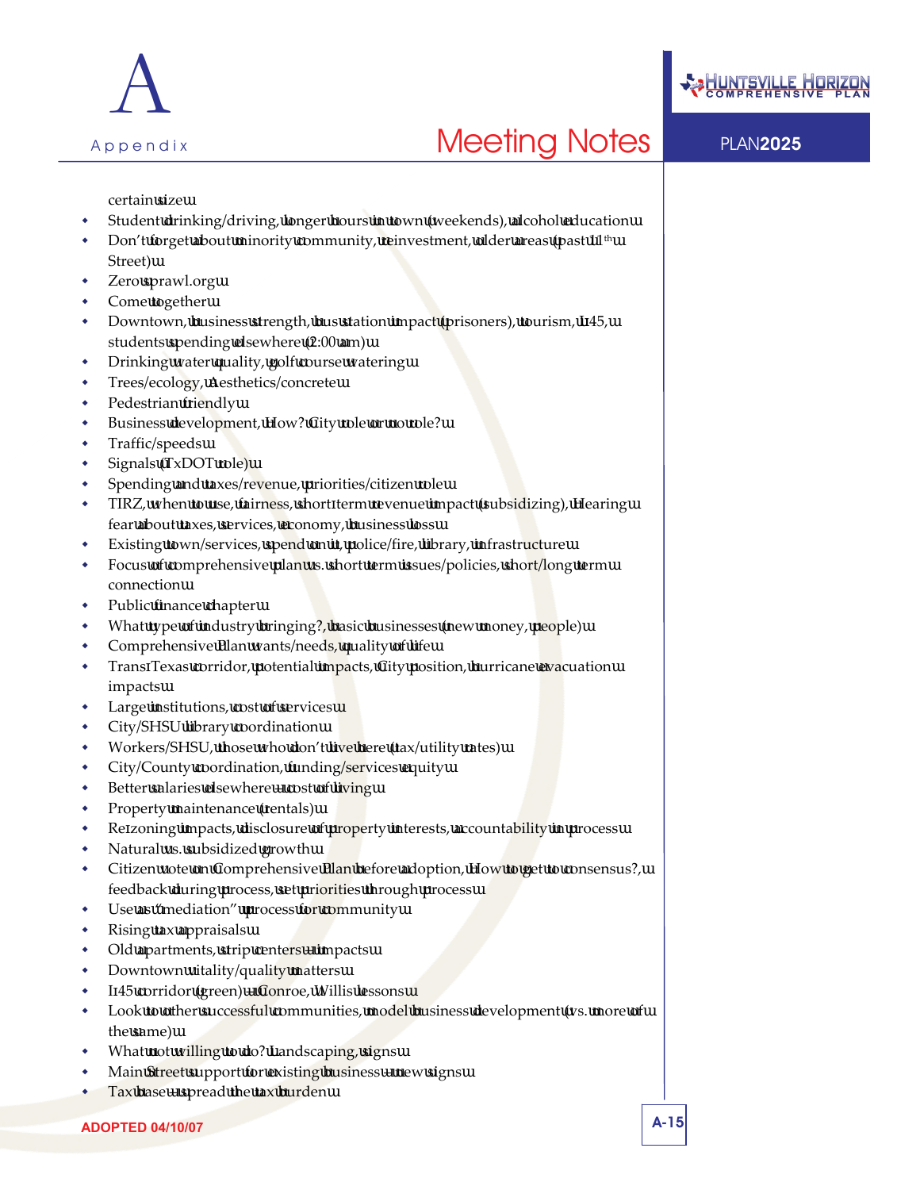certain size

- Student drinking/driving, longer hours in town (weekends), alcohol education
- Don't forget about minority community, reinvestment, older areas (past 11th Street)
- Zerosprawl.org
- Come together
- Downtown, business strength, bus station impact (prisoners), tourism, I-45, students spending elsewhere (2:00 am)
- Drinking water quality, golf course watering
- Trees/ecology, Aesthetics/concrete
- Pedestrian friendly
- Business development, How? City role or no role?
- Traffic/speeds
- Signals (TxDOT role)
- Spending and taxes/revenue, priorities/citizen role
- TIRZ, when to use, fairness, short-term revenue impact (subsidizing), Hearing fear about taxes, services, economy, business loss
- Existing town/services, spend on it, police/fire, library, infrastructure
- Focus of comprehensive plan vs. short term issues/policies, short/long term connection
- Public finance chapter
- What type of industry bringing?, basic businesses (new money, people)
- Comprehensive Plan wants/needs, quality of life
- Trans-Texas corridor, potential impacts, City position, hurricane evacuation impacts
- Large institutions, cost of services
- City/SHSU library coordination
- Workers/SHSU, those who don't live here (tax/utility rates)
- City/County coordination, funding/services equity
- Better salaries elsewhere – cost of living
- Property maintenance (rentals)
- Re-zoning impacts, disclosure of property interests, accountability in process
- Natural vs. subsidized growth
- Citizen vote on Comprehensive Plan before adoption, How to get to consensus?, feedback during process, set priorities through process
- Use as "mediation" process for community
- Rising tax appraisals
- Old apartments, strip centers – impacts
- Downtown vitality/quality matters
- I-45 corridor (green) – Conroe, Willis lessons
- Look to other successful communities, model business development (vs. more of the same)
- What not willing to do? Landscaping, signs
- Main Street support for existing business – new signs
- Tax base – spread the tax burden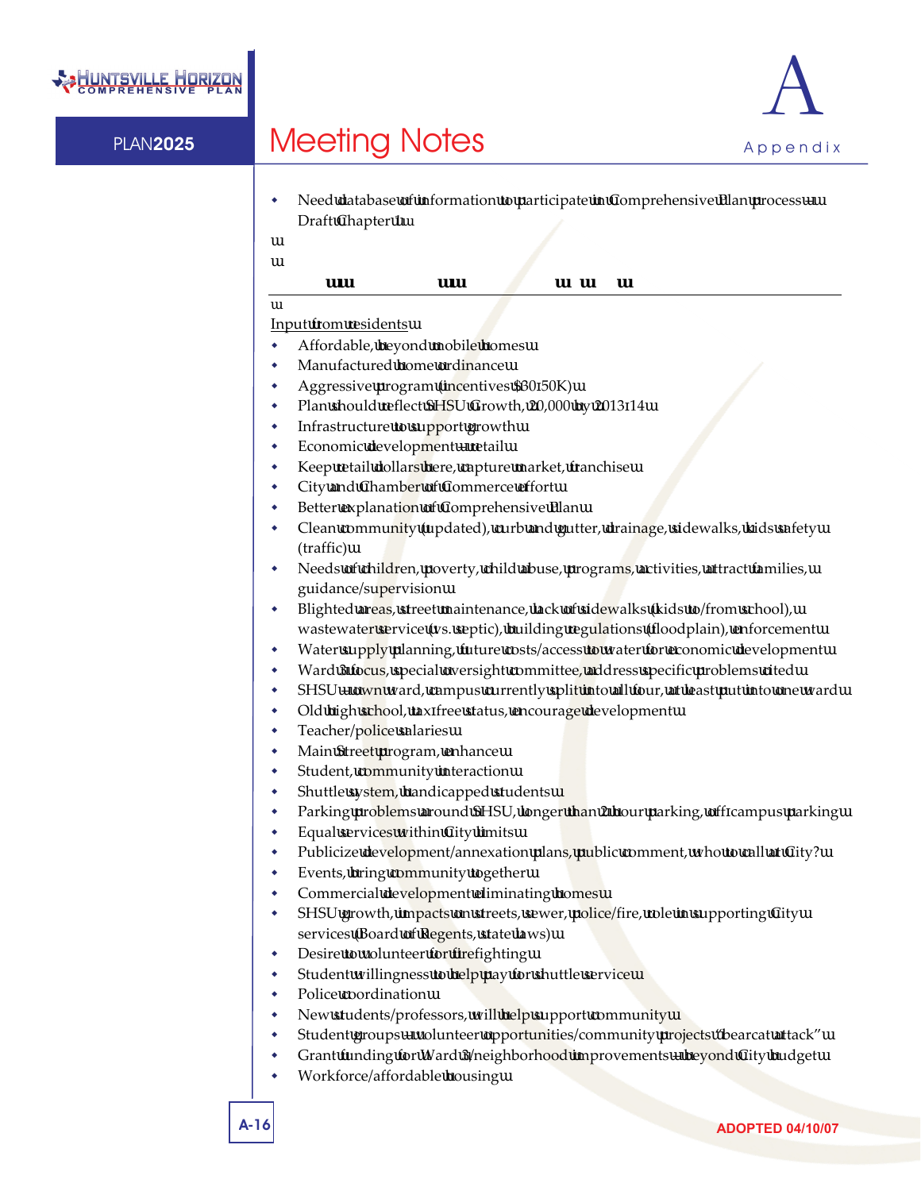- Need database of information to participate in Comprehensive Plan process – Draft Chapter

Input from residents

- Affordable, beyond mobile homes
- Manufactured home ordinance
- Aggressive program (incentives $30-50K)
- Plan should reflect SHSU Growth, 20,000 by 2013-14
- Infrastructure to support growth
- Economic development – retail
- Keep retail dollars here, capture market, franchise
- City and Chamber of Commerce effort
- Better explanation of Comprehensive Plan
- Clean community (updated), curb and gutter, drainage, sidewalks, kids safety (traffic)
- Needs of children, poverty, child abuse, programs, activities, attract families, guidance/supervision
- Blighted areas, street maintenance, lack of sidewalks (kids to/from school), wastewater service (vs. septic), building regulations (floodplain), enforcement
- Water supply planning, future costs/access to water for economic development
- Ward 3 focus, special oversight committee, address specific problems cited
- SHSU – own ward, campus currently split into all four, at least put into one ward
- Old high school, tax-free status, encourage development
- Teacher/police salaries
- Main Street program, enhance
- Student, community interaction
- Shuttle system, handicapped students
- Parking problems around SHSU, longer than 2-hour parking, off-campus parking
- Equal services within City limits
- Publicize development/annexation plans, public comment, who to call at City?
- Events, bring community together
- Commercial development eliminating homes
- SHSU growth, impacts on streets, sewer, police/fire, role in supporting City services (Board of Regents, state laws)
- Desire to volunteer for firefighting
- Student willingness to help pay for shuttle service
- Police coordination
- New students/professors, will help support community
- Student groups – volunteer opportunities/community projects "bearcat attack"
- Grant funding for Ward 3/neighborhood improvements – beyond City budget
- Workforce/affordable housing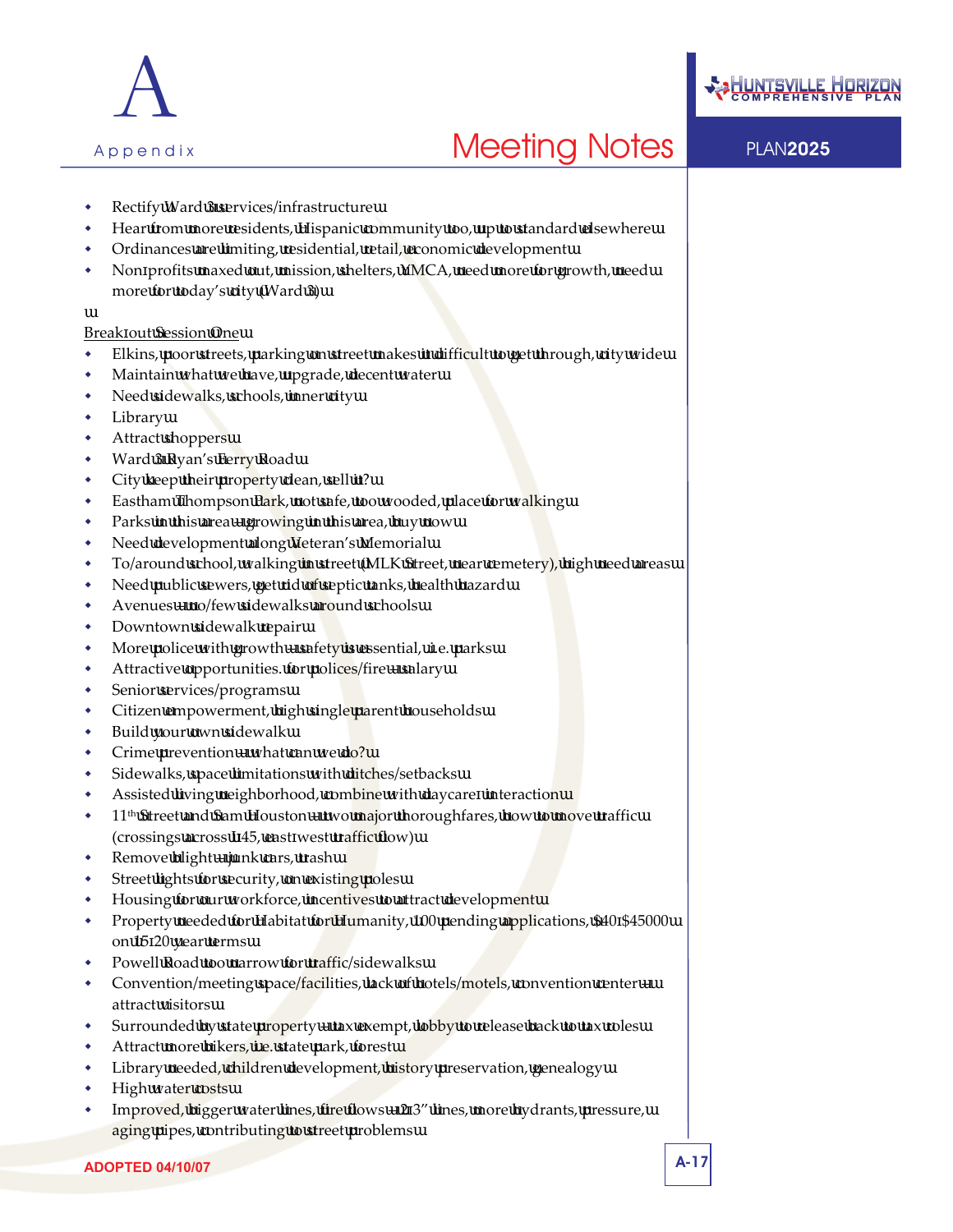- Rectify Ward 3 services/infrastructure
- Hear from more residents, Hispanic community too, up to standard elsewhere
- Ordinances are limiting, residential, retail, economic development
- Non-profits maxed out, mission, shelters, YMCA, need more for growth, need more for today's city (Ward 3)

Break-out Session One

- Elkins, poor streets, parking on street makes it difficult to get through, city wide
- Maintain what we have, upgrade, decent water
- Need sidewalks, schools, inner city
- Library
- Attract shoppers
- Ward 3 Ryan's Ferry Road
- City keep their property clean, sell it?
- Eastham Thompson Park, not safe, too wooded, place for walking
- Parks in this area – growing in this area, buy now
- Need development along Veteran's Memorial
- To/around school, walking in street (MLK Street, near cemetery), high need areas
- Need public sewers, get rid of septic tanks, health hazard
- Avenues – no/few sidewalks around schools
- Downtown sidewalk repair
- More police with growth – safety is essential, i.e. parks
- Attractive opportunities. for polices/fire – salary
- Senior services/programs
- Citizen empowerment, high single parent households
- Build your own sidewalk
- Crime prevention – what can we do?
- Sidewalks, space limitations with ditches/setbacks
- Assisted living neighborhood, combine with daycare interaction
- 11th Street and Sam Houston – two major thoroughfares, how to move traffic (crossings across I-45, east-west traffic flow)
- Remove blight – junk cars, trash
- Street lights for security, on existing poles
- Housing for our workforce, incentives to attract development
- Property needed for Habitat for Humanity, 100 pending applications, $40-$45000 on 15-20 year terms
- Powell Road too narrow for traffic/sidewalks
- Convention/meeting space/facilities, lack of hotels/motels, convention center – attract visitors
- Surrounded by state property – tax exempt, lobby to release back to tax roles
- Attract more bikers, i.e. state park, forest
- Library needed, children development, history preservation, genealogy
- High water costs
- Improved, bigger water lines, fire flows – 2-3" lines, more hydrants, pressure, aging pipes, contributing to street problems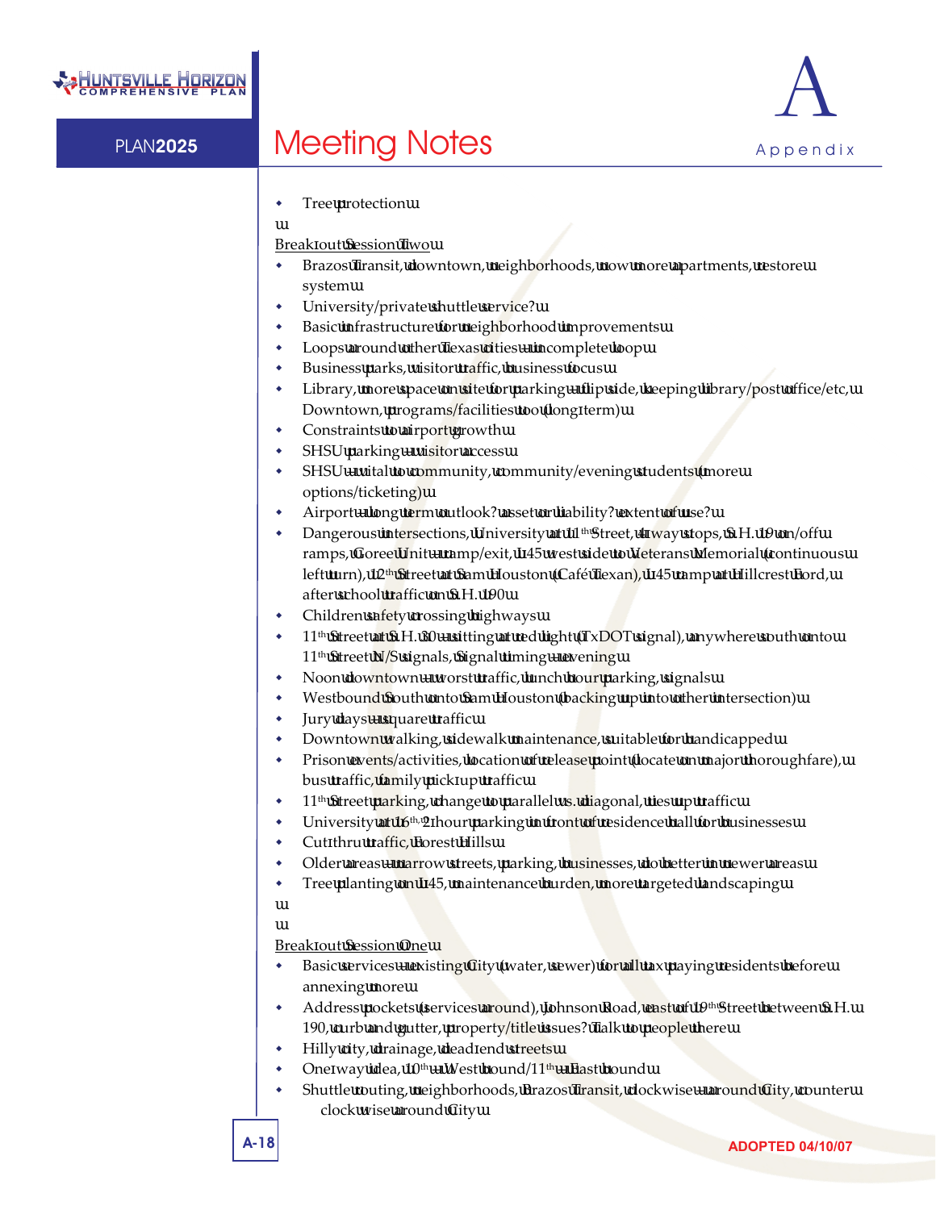- Tree protection

Breakout Session Two

- Brazos Transit, downtown, neighborhoods, now more apartments, restore system
- University/private shuttle service?
- Basic infrastructure for neighborhood improvements
- Loops around other Texas cities – incomplete loop
- Business parks, visitor traffic, business focus
- Library, more space on site for parking – flip side, keeping library/post office/etc, Downtown, programs/facilities too (long term)
- Constraints to airport growth
- SHSU parking – visitor access
- SHSU – vital to community, community/evening students (more options/ticketing)
- Airport – long term outlook? asset or liability? extent of use?
- Dangerous intersections, University at 11th Street, 4 way stops, S.H. 19 on/off ramps, Goree Unit – ramp/exit, I-45 west side to Veterans Memorial (continuous left turn), 12th Street at Sam Houston (Café Texan), I-45 ramp at Hillcrest Ford, after school traffic on S.H. 190
- Children safety crossing highways
- 11th Street at S.H. 30 – sitting at red light (TxDOT signal), anywhere south onto 11th Street N/S signals, Signal timing – evening
- Noon downtown – worst traffic, lunch hour parking, signals
- Westbound South onto Sam Houston (backing up into other intersection)
- Jury days – square traffic
- Downtown walking, sidewalk maintenance, suitable for handicapped
- Prison events/activities, location of release point (locate on major thoroughfare), bus traffic, family pick-up traffic
- 11th Street parking, change to parallel vs. diagonal, ties up traffic
- University at 16th, 2-hour parking in front of residence hall for businesses
- Cut-thru traffic, Forest Hills
- Older areas – narrow streets, parking, businesses, do better in newer areas
- Tree planting on I-45, maintenance burden, more targeted landscaping

Breakout Session One

- Basic services – existing City (water, sewer) for all tax paying residents before annexing more
- Address pockets (services around), Johnson Road, east of 19th Street between S.H. 190, curb and gutter, property/title issues? Talk to people there
- Hilly city, drainage, dead-end streets
- One-way idea, 10th – Westbound/11th – Eastbound
- Shuttle routing, neighborhoods, Brazos Transit, clockwise – around City, counter clockwise around City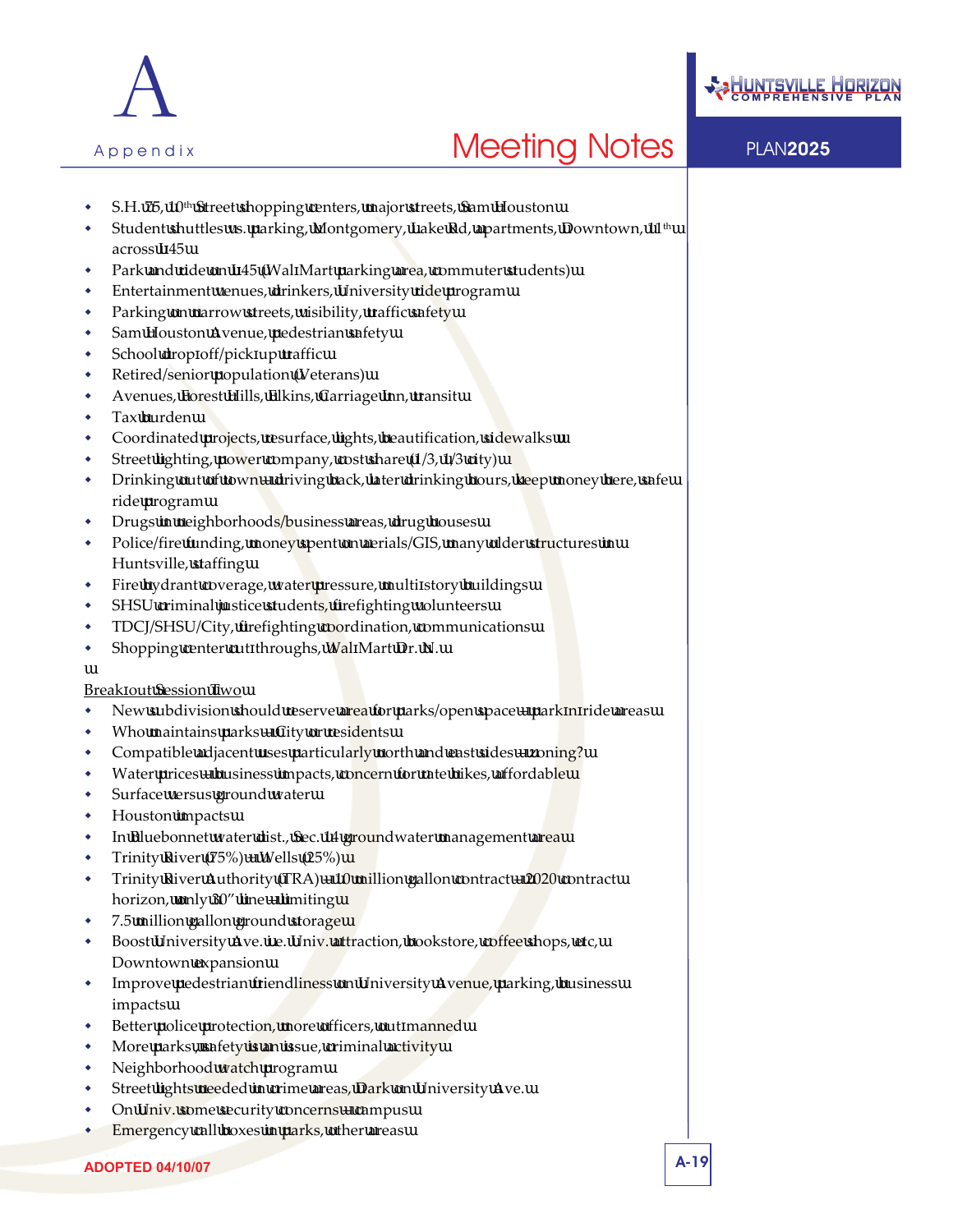- S.H. 75, 10th Street shopping centers, major streets, Sam Houston
- Student shuttles vs. parking, Montgomery, Lake Rd, apartments, Downtown, 11th across I-45
- Park and ride on I-45 (Wal-Mart parking area, commuter students)
- Entertainment venues, drinkers, University ride program
- Parking on narrow streets, visibility, traffic safety
- Sam Houston Avenue, pedestrian safety
- School drop-off/pick-up traffic
- Retired/senior population (Veterans)
- Avenues, Forest Hills, Elkins, Carriage Inn, transit
- Tax burden
- Coordinated projects, resurface, lights, beautification, sidewalks
- Street lighting, power company, cost share (1/3, 1/3 city)
- Drinking out of town – driving back, later drinking hours, keep money here, safe ride program
- Drugs in neighborhoods/business areas, drug houses
- Police/fire funding, money spent on aerials/GIS, many older structures in Huntsville, staffing
- Fire hydrant coverage, water pressure, multi-story buildings
- SHSU criminal justice students, firefighting volunteers
- TDCJ/SHSU/City, firefighting coordination, communications
- Shopping center cut-throughs, Wal-Mart Dr. N.

Break-out Session Two

- New subdivision should reserve area for parks/open space – park-n-ride areas
- Who maintains parks – City or residents
- Compatible adjacent uses particularly north and east sides – zoning?
- Water prices – business impacts, concern for rate hikes, affordable
- Surface versus ground water
- Houston impacts
- In Bluebonnet water dist., Sec. 14 groundwater management area
- Trinity River (75%) – Wells (25%)
- Trinity River Authority (TRA) – 10 million gallon contract – 2020 contract horizon, only 30" line – limiting
- 7.5 million gallon ground storage
- Boost University Ave. i.e. Univ. attraction, bookstore, coffee shops, etc, Downtown expansion
- Improve pedestrian friendliness on University Avenue, parking, business impacts
- Better police protection, more officers, out-manned
- More parks, safety is an issue, criminal activity
- Neighborhood watch program
- Street lights needed in crime areas, Dark on University Ave.
- On Univ. some security concerns – campus
- Emergency call boxes in parks, other areas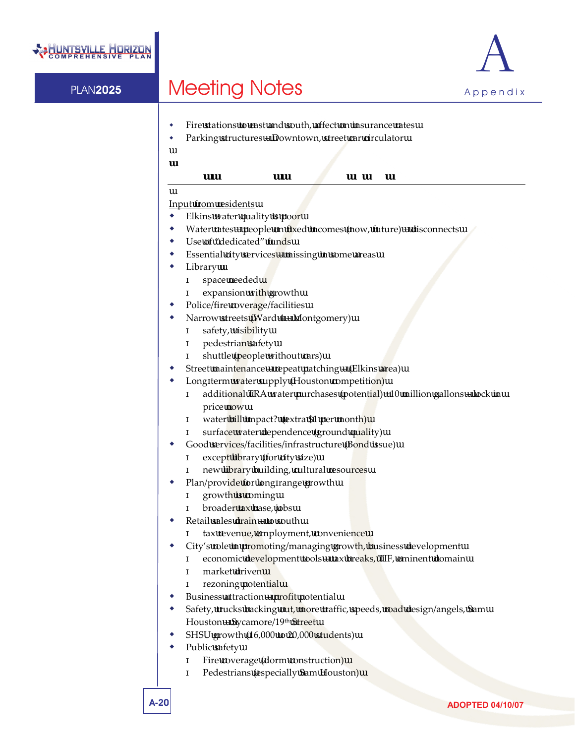- Fire stations to east and south, affect on insurance rates
- Parking structures – Downtown, street car circulator

---

Input from residents

- Elkins water quality is poor
- Water rates – people on fixed incomes (now, future) – disconnects
- Use of "dedicated" funds
- Essential city services – missing in some areas
- Library
  - space needed
  - expansion with growth
- Police/fire coverage/facilities
- Narrow streets (Ward – Montgomery)
  - safety, visibility
  - pedestrian safety
  - shuttle (people without cars)
- Street maintenance – repeat patching – (Elkins area)
- Long-term water supply (Houston competition)
  - additional TRA water purchases (potential) – 10 million gallons – lock in price now
  - water bill impact? (extra $1 per month)
  - surface water dependence (ground quality)
- Good services/facilities/infrastructure (Bond issue)
  - except library (for city size)
  - new library building, cultural resources
- Plan/provide for long-range growth
  - growth is coming
  - broader tax base, jobs
- Retail sales drain – to south
  - tax revenue, employment, convenience
- City's role in promoting/managing growth, business development
  - economic development tools – tax breaks, TIF, eminent domain
  - market driven
  - rezoning potential
- Business attraction – profit potential
- Safety, trucks backing out, more traffic, speeds, road design/angels, Sam Houston – Sycamore/19th Street
- SHSU growth (16,000 to 20,000 students)
- Public safety
  - Fire coverage (dorm construction)
  - Pedestrians (especially Sam Houston)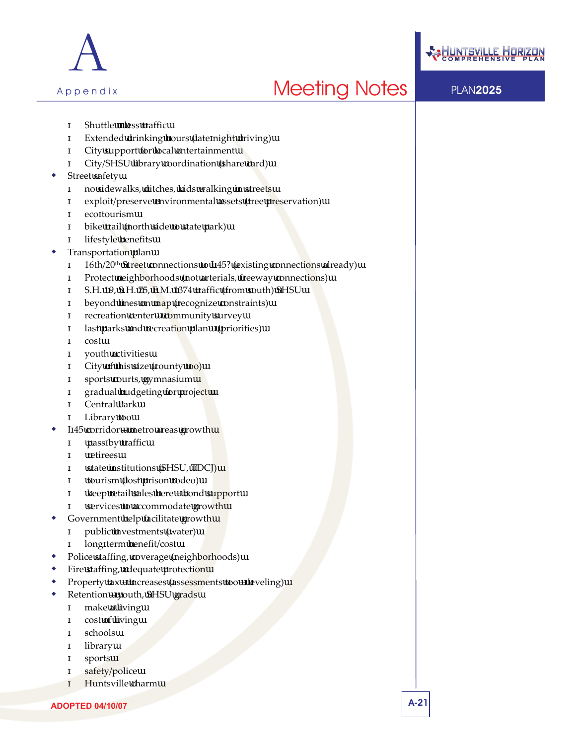- Shuttle less traffic
- Extended drinking hours (late-night driving)
- City support for local entertainment
- City/SHSU library coordination (share card)

- Street safety
  - no sidewalks, ditches, kids walking in streets
  - exploit/preserve environmental assets (tree preservation)
  - eco-tourism
  - bike trail (north side to state park)
  - lifestyle benefits
- Transportation plan
  - 16th/20th Street connections to I-45? (existing connections already)
  - Protect neighborhoods (not arterials, freeway connections)
  - S.H. 19, S.H. 75, F.M. 1374 traffic (from south) SHSU
  - beyond lines on map (recognize constraints)
  - recreation center – community survey
  - last parks and recreation plan – (priorities)
  - cost
  - youth activities
  - City of this size (county too)
  - sports courts, gymnasium
  - gradual budgeting for project
  - Central Park
  - Library too
- I-45 corridor – metro areas growth
  - pass-by traffic
  - retirees
  - state institutions (SHSU, TDCJ)
  - tourism (lost prison rodeo)
  - keep retail sales here – bond support
  - services to accommodate growth
- Government help facilitate growth
  - public investments (water)
  - long-term benefit/cost
- Police staffing, coverage (neighborhoods)
- Fire staffing, adequate protection
- Property tax – increases (assessments too – leveling)
- Retention – youth, SHSU grads
  - make a living
  - cost of living
  - schools
  - library
  - sports
  - safety/police
  - Huntsville charm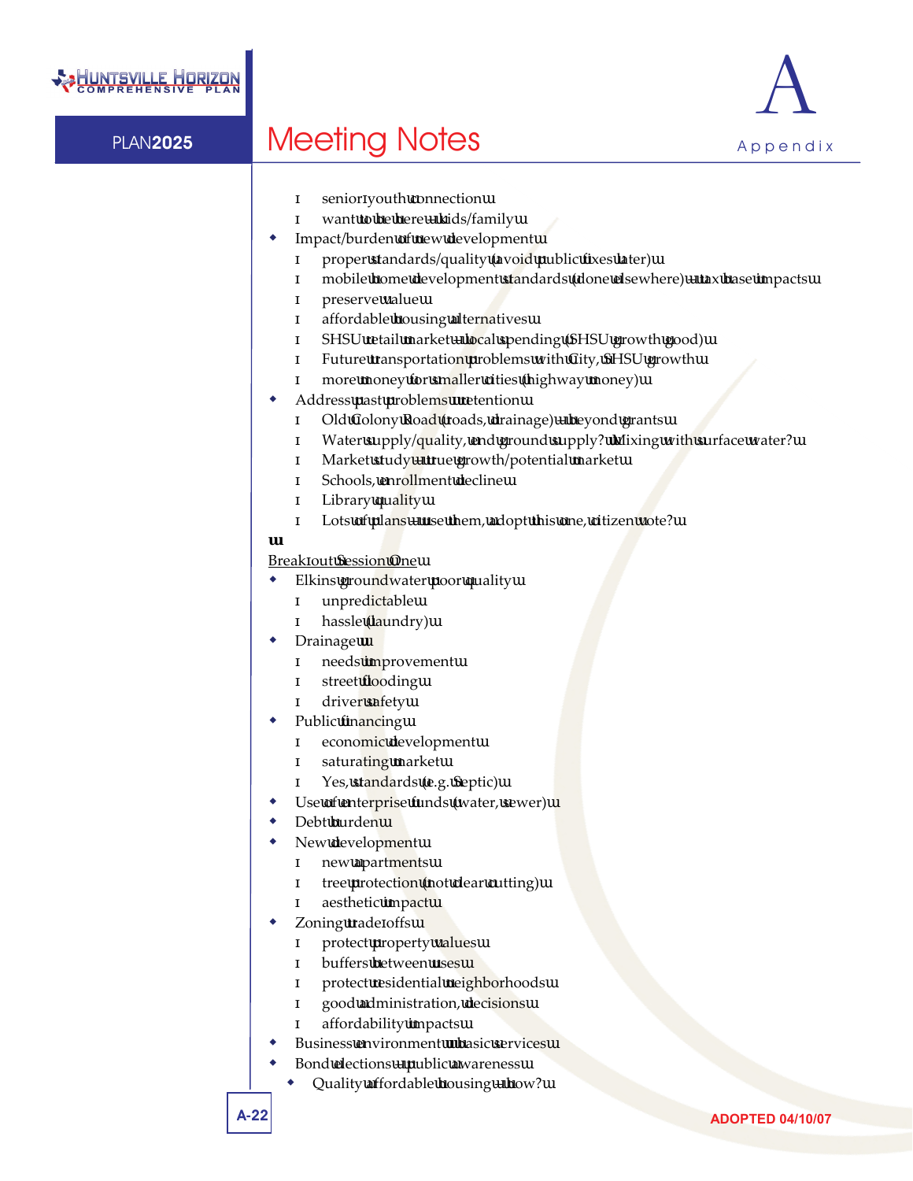- senior-youth connection
- want to be here – kids/family
- Impact/burden of new development
  - proper standards/quality (avoid public fixes later)
  - mobile home development standards (done elsewhere) – tax base impacts
  - preserve value
  - affordable housing alternatives
  - SHSU retail market – local spending (SHSU growth good)
  - Future transportation problems with City, SHSU growth
  - more money for smaller cities (highway money)
- Address past problems retention
  - Old Colony Road (roads, drainage) – beyond grants
  - Water supply/quality, underground supply? Mixing with surface water?
  - Market study – true growth/potential market
  - Schools, enrollment decline
  - Library quality
  - Lots of plans – use them, adopt this one, citizen vote?

Break-out Session One

- Elkins groundwater poor quality
  - unpredictable
  - hassle (laundry)
- Drainage
  - needs improvement
  - street flooding
  - driver safety
- Public financing
  - economic development
  - saturating market
  - Yes, standards (e.g. Septic)
- Use of enterprise funds (water, sewer)
- Debt burden
- New development
  - new apartments
  - tree protection (not clear cutting)
  - aesthetic impact
- Zoning trade-offs
  - protect property values
  - buffers between uses
  - protect residential neighborhoods
  - good administration, decisions
  - affordability impacts
- Business environment – basic services
- Bond elections – public awareness
  - Quality affordable housing – how?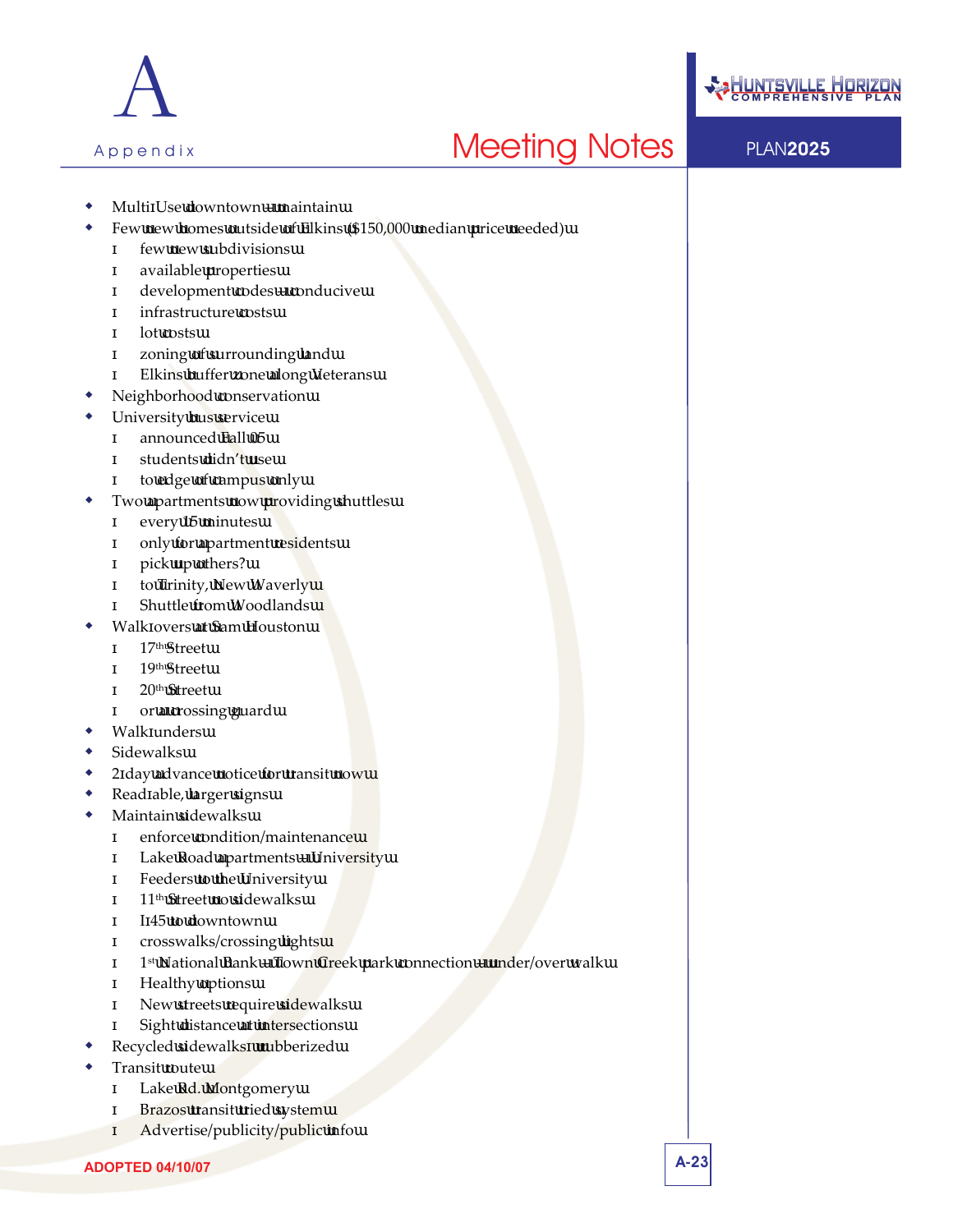- Multi-Use downtown – maintain
- Few new homes outside of Elkins ($150,000 median price needed)
  - few new subdivisions
  - available properties
  - development codes – conducive
  - infrastructure costs
  - lot costs
  - zoning of surrounding land
  - Elkins buffer zone along Veterans
- Neighborhood conservation
- University bus service
  - announced Fall 05
  - students didn't use
  - to edge of campus only
- Two apartments now providing shuttles
  - every 15 minutes
  - only for apartment residents
  - pick up others?
  - to Trinity, New Waverly
  - Shuttle from Woodlands
- Walk-overs at Sam Houston
  - 17th Street
  - 19th Street
  - 20th Street
  - or a crossing guard
- Walk-unders
- Sidewalks
- 2-day advance notice for transit now
- Read-able, larger signs
- Maintain sidewalks
  - enforce condition/maintenance
  - Lake Road apartments – University
  - Feeders to the University
  - 11th Street no sidewalks
  - I-45 to downtown
  - crosswalks/crossing lights
  - 1st National Bank – Town Creek park connection – under/over walk
  - Healthy options
  - New streets require sidewalks
  - Sight distance at intersections
- Recycled sidewalks-rubberized
- Transit route
  - Lake Rd. Montgomery
  - Brazos transit tried system
  - Advertise/publicity/public info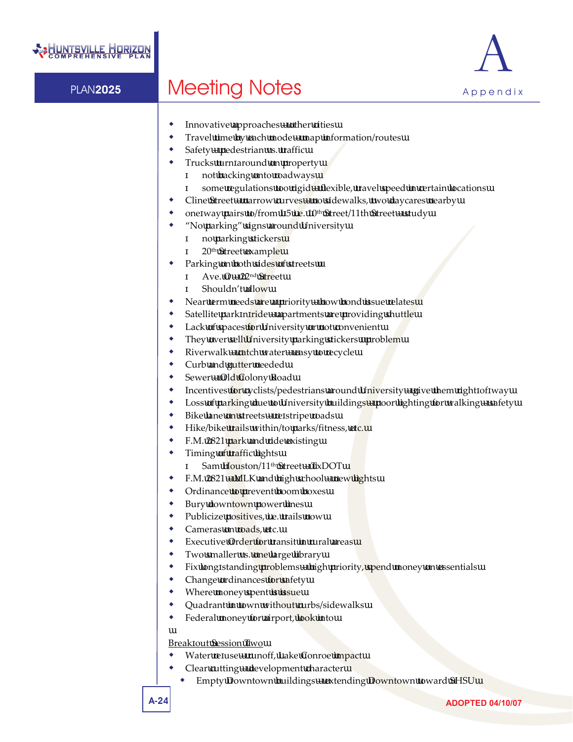- Innovative approaches – other cities
- Travel time by each mode – map information/routes
- Safety – pedestrian vs. traffic
- Trucks turn-around on property
  - not backing onto roadways
  - some regulations too rigid – flexible, travel speed in certain locations
- Cline Street – narrow curves – no sidewalks, two daycares nearby
- one-way pairs to/from I-45 i.e. 10th Street/11th Street – study
- "No parking" signs around University
  - no parking stickers
  - 20th Street example
- Parking on both sides of streets
  - Ave. O – 22nd Street
  - Shouldn't allow
- Near term needs are a priority – how bond issue relates
- Satellite park-n-ride – apartments are providing shuttle
- Lack of spaces for University or not convenient
- They over sell University parking stickers problem
- Riverwalk – catch water – easy to recycle
- Curb and gutter needed
- Sewer – Old Colony Road
- Incentives for cyclists/pedestrians around University – give them right-of-way
- Loss of parking due to University buildings – poor lighting for walking – safety
- Bike lane on streets – re-stripe roads
- Hike/bike trails within/to parks/fitness, etc.
- F.M. 2821 park and ride existing
- Timing of traffic lights
  - Sam Houston/11th Street – TxDOT
- F.M. 2821 – MLK and high school – new lights
- Ordinance to prevent boom boxes
- Bury downtown power lines
- Publicize positives, i.e. trails now
- Cameras on roads, etc.
- Executive Order for transit in rural areas
- Two smaller vs. one large library
- Fix long-standing problems – high priority, spend money on essentials
- Change ordinances for safety
- Where money spent is issue
- Quadrant in town without curbs/sidewalks
- Federal money for airport, look into

Break-out Session Two

- Water re-use – runoff, Lake Conroe impact
- Clear cutting – development character
  - Empty Downtown buildings – extending Downtown toward SHSU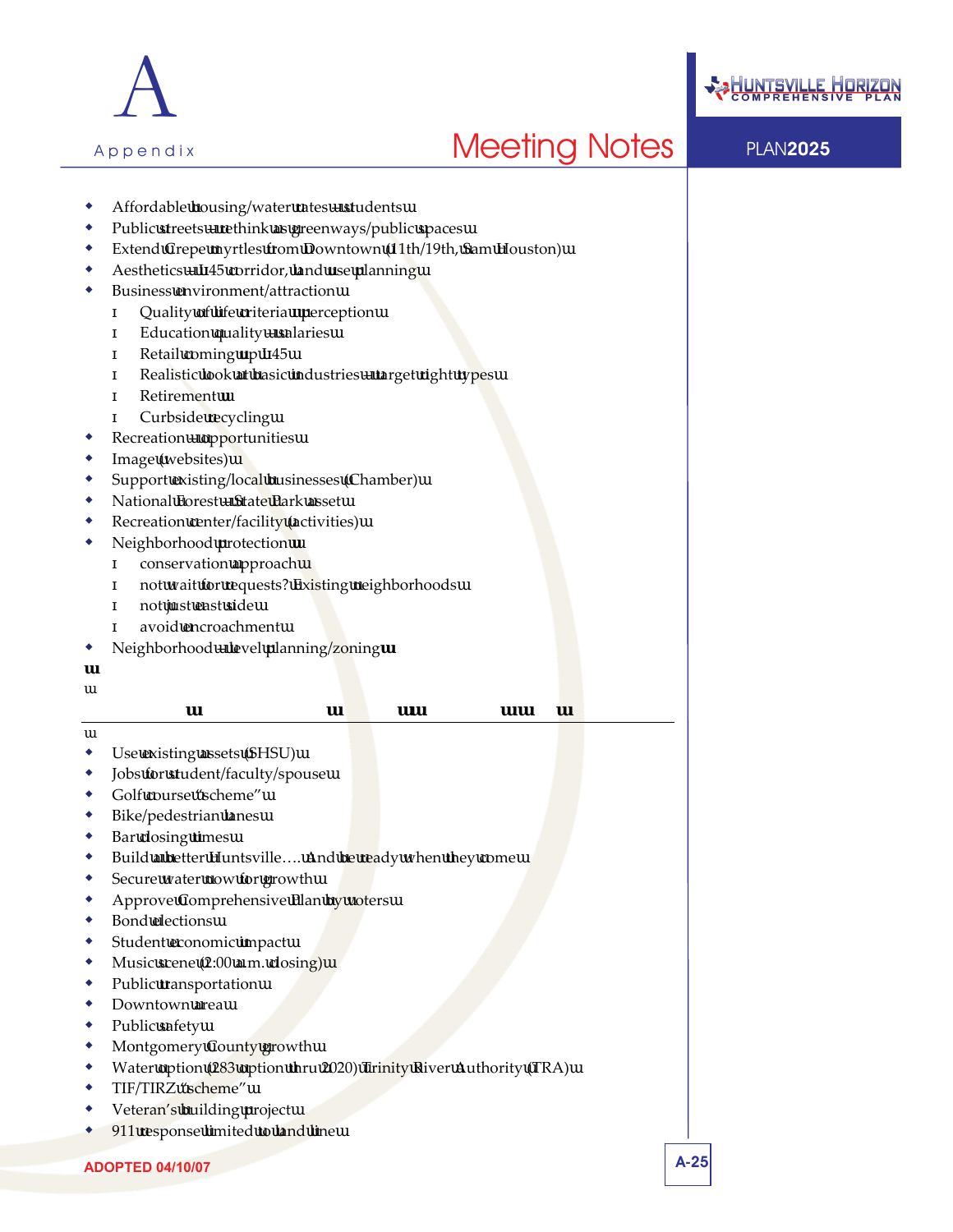- Affordable housing/water rates – students
- Public streets – rethink as greenways/public spaces
- Extend Crepe myrtles from Downtown (11th/19th, Sam Houston)
- Aesthetics – I-45 corridor, land use planning
- Business environment/attraction
  - Quality of life criteria – perception
  - Education quality – salaries
  - Retail coming up I-45
  - Realistic look at basic industries – target right types
  - Retirement
  - Curbside recycling
- Recreation – opportunities
- Image (websites)
- Support existing/local businesses (Chamber)
- National Forest – State Park asset
- Recreation center/facility (activities)
- Neighborhood protection
  - conservation approach
  - not wait for requests? Existing neighborhoods
  - not just east side
  - avoid encroachment
- Neighborhood-level planning/zoning

---

- Use existing assets (SHSU)
- Jobs for student/faculty/spouse
- Golf course "scheme"
- Bike/pedestrian lanes
- Bar closing times
- Build a better Huntsville…. And be ready when they come
- Secure water now for growth
- Approve Comprehensive Plan by voters
- Bond elections
- Student economic impact
- Music scene (2:00 a.m. closing)
- Public transportation
- Downtown area
- Public safety
- Montgomery County growth
- Water option (283 option thru 2020) Trinity River Authority (TRA)
- TIF/TIRZ "scheme"
- Veteran's building project
- 911 response limited to land line

ADOPTED 04/10/07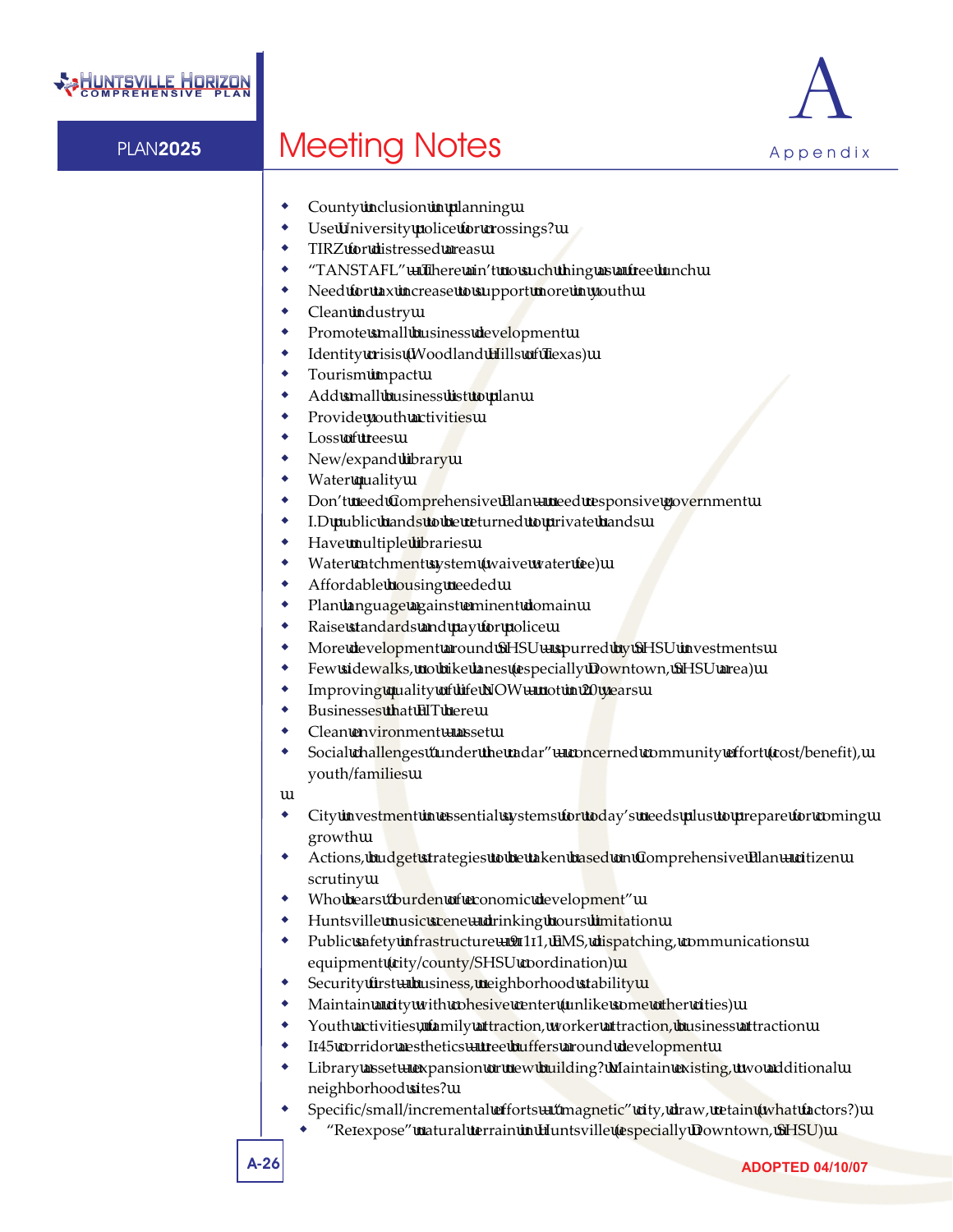## Meeting Notes

- County inclusion in planning
- Use University police for crossings?
- TIRZ for distressed areas
- "TANSTAFL" – There ain't no such thing as a free lunch
- Need for tax increase to support more in youth
- Clean industry
- Promote small business development
- Identity crisis (Woodland Hills of Texas)
- Tourism impact
- Add small business list to plan
- Provide youth activities
- Loss of trees
- New/expand library
- Water quality
- Don't need Comprehensive Plan – need responsive government
- I.D. public lands to be returned to private hands
- Have multiple libraries
- Water catchment system (waive water fee)
- Affordable housing needed
- Plan language against eminent domain
- Raise standards and pay for police
- More development around SHSU – spurred by SHSU investments
- Few sidewalks, no bike lanes (especially Downtown, SHSU area)
- Improving quality of life NOW – not in 20 years
- Businesses that FIT here
- Clean environment – asset
- Social challenges "under the radar" – concerned community effort (cost/benefit), youth/families

- City investment in essential systems for today's needs plus to prepare for coming growth
- Actions, budget strategies to be taken based on Comprehensive Plan – citizen scrutiny
- Who bears "burden of economic development"
- Huntsville music scene – drinking hours limitation
- Public safety infrastructure – 9-1-1, EMS, dispatching, communications equipment (city/county/SHSU coordination)
- Security first – business, neighborhood stability
- Maintain a city with cohesive center (unlike some other cities)
- Youth activities, family attraction, worker attraction, business attraction
- I-45 corridor aesthetics – tree buffers around development
- Library asset – expansion or new building? Maintain existing, two additional neighborhood sites?
- Specific/small/incremental efforts – "magnetic" city, draw, retain (what factors?)
  - "Re-expose" natural terrain in Huntsville (especially Downtown, SHSU)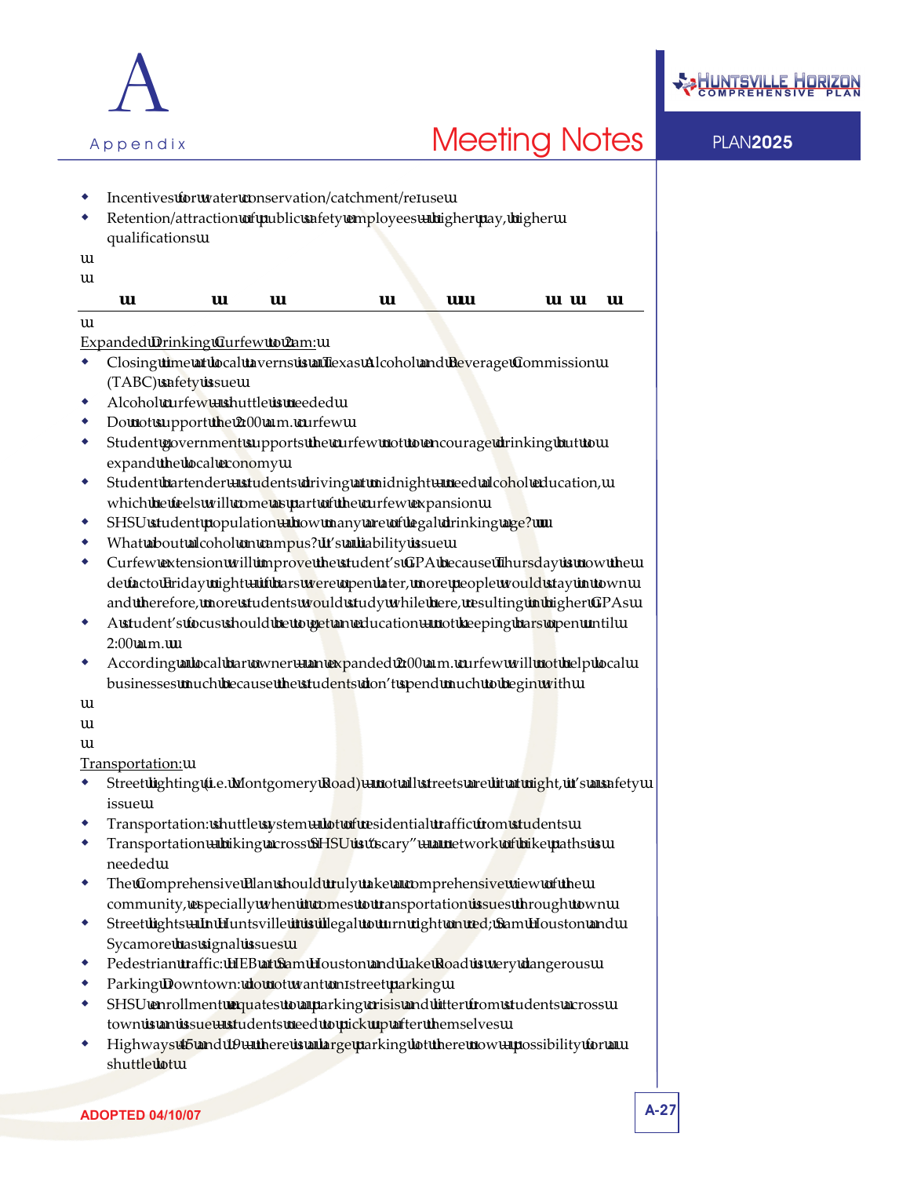- Incentives for water conservation/catchment/reuse
- Retention/attraction of public safety employees – higher pay, higher qualifications

---

Expanded Drinking Curfew to 2 am:

- Closing time at local taverns is a Texas Alcohol and Beverage Commission (TABC) safety issue
- Alcohol curfew – shuttle is needed
- Do not support the 2:00 a.m. curfew
- Student government supports the curfew not to encourage drinking but to expand the local economy
- Student bartender – students driving at midnight – need alcohol education, which he feels will come as part of the curfew expansion
- SHSU student population – how many are of legal drinking age?
- What about alcohol on campus? It's a liability issue
- Curfew extension will improve the student's GPA because Thursday is now the de facto Friday night – if bars were open later, more people would stay in town and therefore, more students would study while here, resulting in higher GPAs
- A student's focus should be to get an education – not keeping bars open until 2:00 a.m.
- According a local bar owner – an expanded 2:00 a.m. curfew will not help local businesses much because the students don't spend much to begin with

Transportation:

- Street lighting (i.e. Montgomery Road) – not all streets are lit at night, it's a safety issue
- Transportation: shuttle system – lot of residential traffic from students
- Transportation – biking across SHSU is "scary" – a network of bike paths is needed
- The Comprehensive Plan should truly take a comprehensive view of the community, especially when it comes to transportation issues through town
- Street lights – In Huntsville it is illegal to turn right on red; Sam Houston and Sycamore has signal issues
- Pedestrian traffic: HEB at Sam Houston and Lake Road is very dangerous
- Parking Downtown: do not want on-street parking
- SHSU enrollment equates to a parking crisis and litter from students across town is an issue – students need to pick up after themselves
- Highways 45 and 19 – there is a large parking lot there now – possibility for a shuttle lot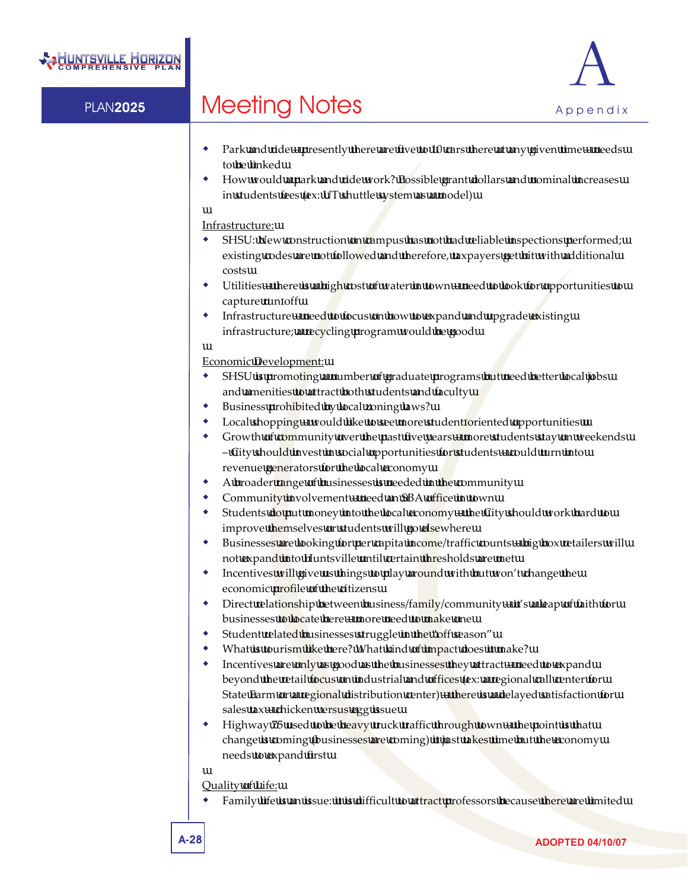- Park and ride – presently there are five to 10 cars there at any given time – needs to be linked
- How would a park and ride work? Possible grant dollars and nominal increases in students fees (ex: UT shuttle system as a model)

Infrastructure:

- SHSU: New construction on campus has not had reliable inspections performed; existing codes are not followed and therefore, taxpayers get hit with additional costs
- Utilities – there is a high cost of water in town – need to look for opportunities to capture run-off
- Infrastructure – need to focus on how to expand and upgrade existing infrastructure; a recycling program would be good

Economic Development:

- SHSU is promoting a number of graduate programs but need better local jobs and amenities to attract both students and faculty
- Business prohibited by local zoning laws?
- Local shopping – would like to see more student oriented opportunities
- Growth of community over the past five years – more students stay on weekends – City should invest in social opportunities for students – could turn into revenue generators for the local economy
- A broader range of businesses is needed in the community
- Community involvement – need an SBA office in town
- Students do put money into the local economy – the City should work hard to improve themselves or students will go elsewhere
- Businesses are looking for per capita income/traffic counts – big box retailers will not expand into Huntsville until certain thresholds are met
- Incentives will give us things to play around with but won't change the economic profile of the citizens
- Direct relationship between business/family/community – it's a leap of faith for businesses to locate here – more need to make a new
- Student related businesses struggle in the "off season"
- What is tourism like here? What kind of impact does it make?
- Incentives are only as good as the businesses they attract – need to expand beyond the retail focus on industrial and offices (ex: a regional call center for State Farm or a regional distribution center) – there is a delayed satisfaction for sales tax – chicken versus egg issue
- Highway 75 used to be heavy truck traffic through town – the point is that change is coming (businesses are coming) it just takes time but the economy needs to expand first

Quality of Life:

- Family life is an issue: it is difficult to attract professors because there are limited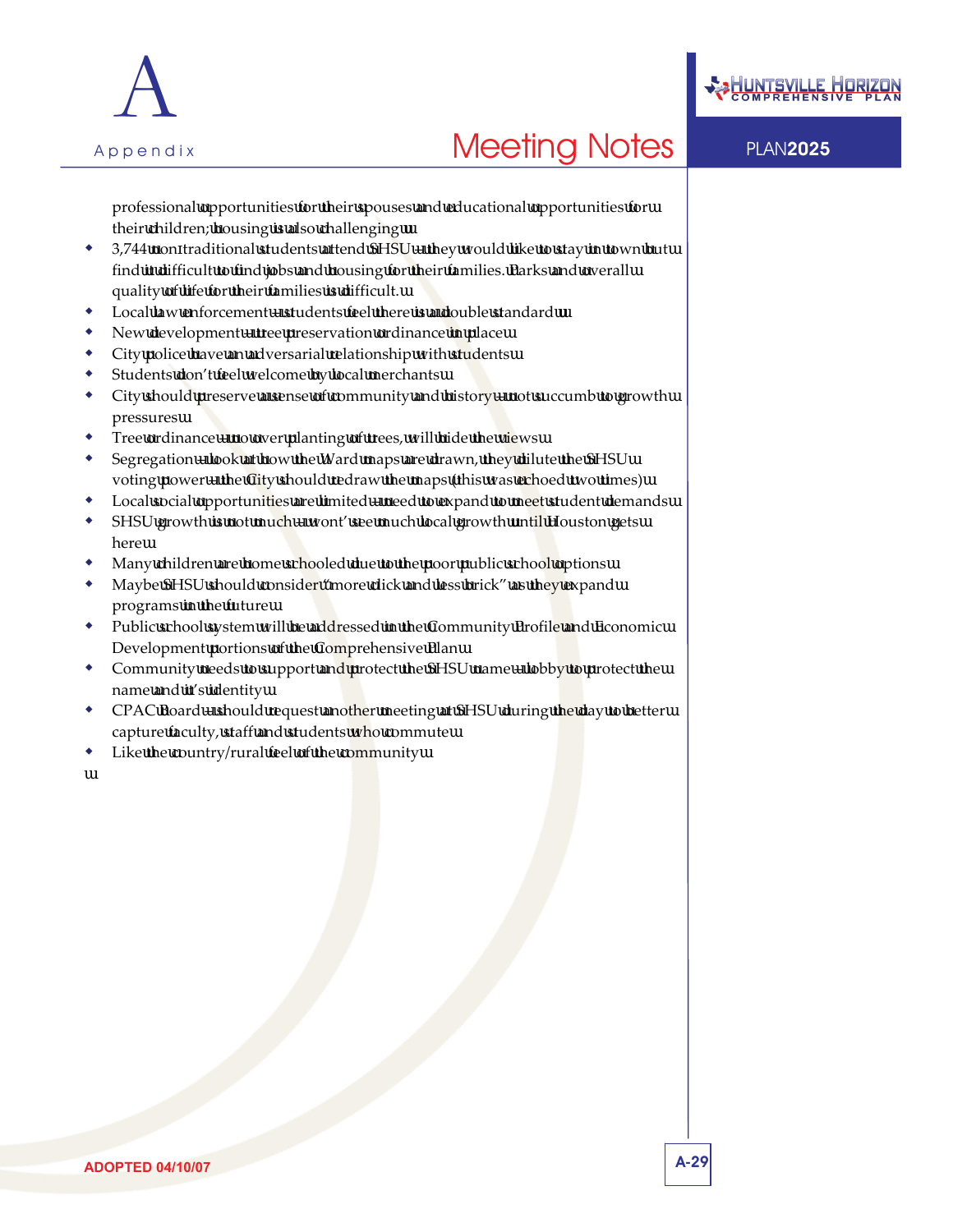professional opportunities for their spouses and educational opportunities for their children; housing is also challenging

- 3,744 non-traditional students attend SHSU – they would like to stay in town but find it difficult to find jobs and housing for their families. Parks and overall quality of life for their families is difficult.
- Local law enforcement – students feel there is a double standard
- New development – tree preservation ordinance in place
- City police have an adversarial relationship with students
- Students don't feel welcome by local merchants
- City should preserve a sense of community and history – not succumb to growth pressures
- Tree ordinance – now over planting of trees, will hide the views
- Segregation – look at how the Ward maps are drawn, they dilute the SHSU voting power – the City should redraw the maps (this was echoed two times)
- Local social opportunities are limited – need to expand to meet student demands
- SHSU growth is not much – won't see much local growth until Houston gets here
- Many children are home schooled due to the poor public school options
- Maybe SHSU should consider "more click and less brick" as they expand programs in the future
- Public school system will be addressed in the Community Profile and Economic Development portions of the Comprehensive Plan
- Community needs to support and protect the SHSU name – lobby to protect the name and it's identity
- CPAC Board – should request another meeting at SHSU during the day to better capture faculty, staff and students who commute
- Like the country/rural feel of the community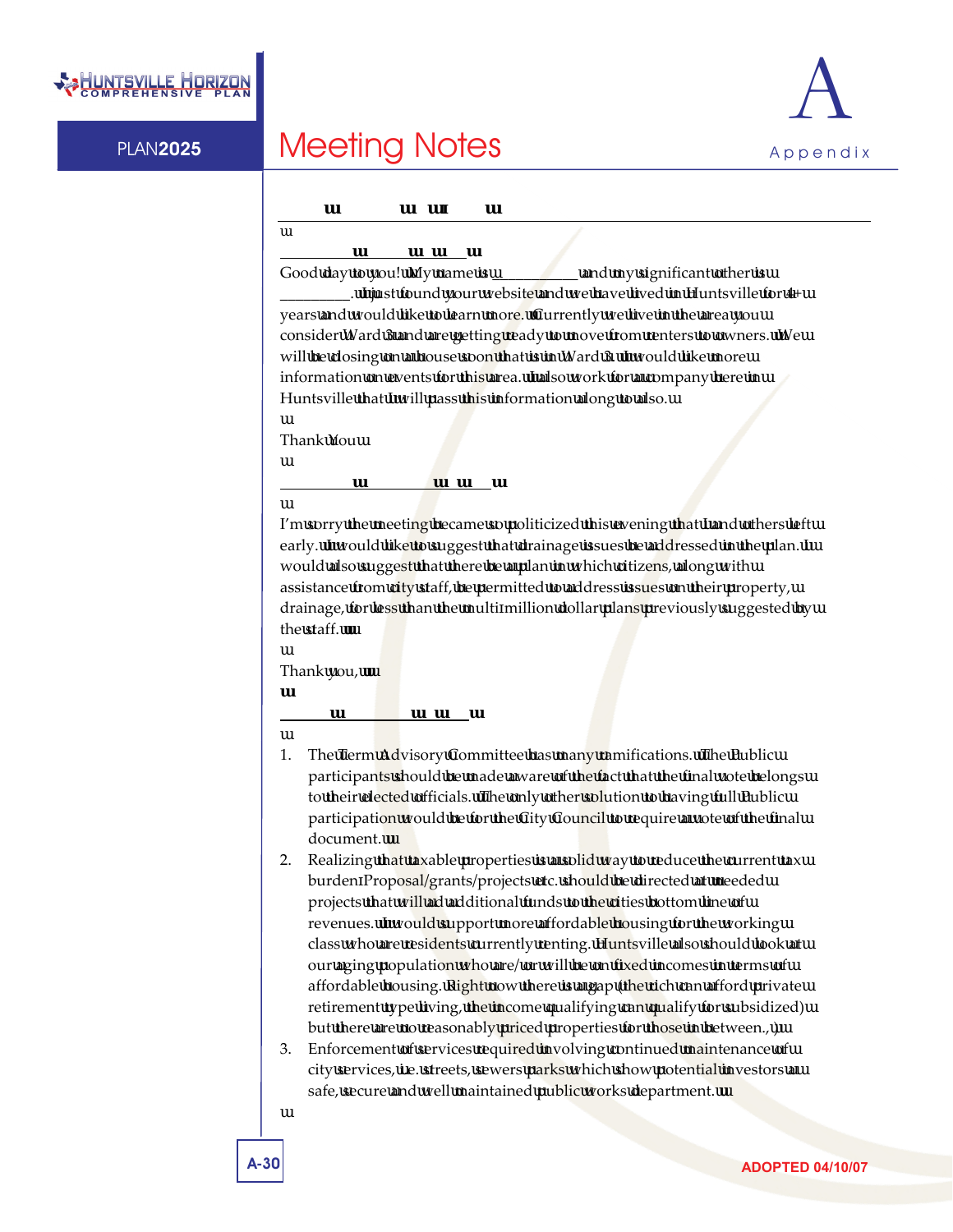Good day to you! My name is ___________ and my significant other is _________. I just found your website and we have lived in Huntsville for 4+ years and would like to learn more. Currently we live in the area you consider Ward 3 and are getting ready to move from renters to owners. We will be closing on a house soon that is in Ward 3. I would like more information on events for this area. I also work for a company here in Huntsville that I will pass this information along to also.

Thank You

I'm sorry the meeting became so politicized this evening that I and others left early. I would like to suggest that drainage issues be addressed in the plan. I would also suggest that there be a plan in which citizens, along with assistance from city staff, be permitted to address issues on their property, drainage, for less than the multi-million dollar plans previously suggested by the staff.

Thank you,

1. The term Advisory Committee has many ramifications. The Public participants should be made aware of the fact that the final vote belongs to their elected officials. The only other solution to having full Public participation would be for the City Council to require a vote of the final document.
2. Realizing that taxable properties is a solid way to reduce the current tax burden-Proposal/grants/projects etc. should be directed at needed projects that will add additional funds to the cities bottom line of revenues. I would support more affordable housing for the working class who are residents currently renting. Huntsville also should look at our aging population who are/or will be on fixed incomes in terms of affordable housing. Right now there is a gap (the rich can afford private retirement type living, the income qualifying can qualify for subsidized) but there are no reasonably priced properties for those in between.)
3. Enforcement of services required involving continued maintenance of city services, i.e. streets, sewers parks which show potential investors a safe, secure and well maintained public works department.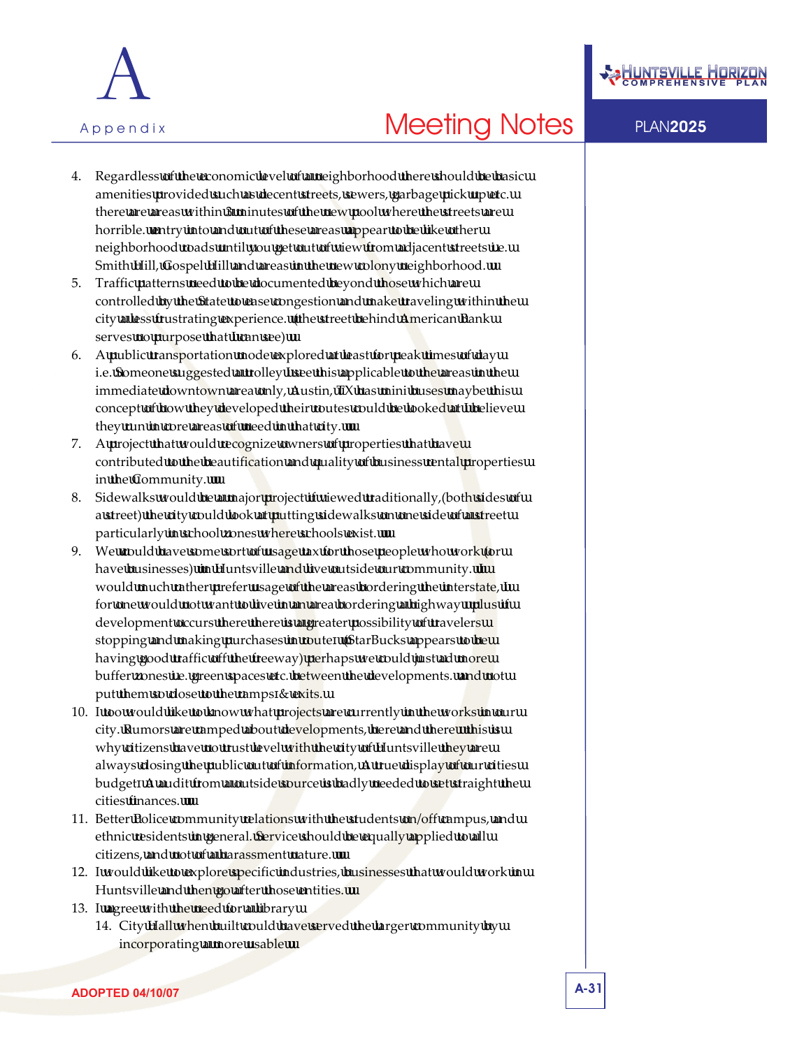4. Regardless of the economic level of a neighborhood there should be basic amenities provided such as decent streets, sewers, garbage pick up etc. there are areas within 3 minutes of the new pool where the streets are horrible. entry into and out of these areas appear to be like other neighborhood roads until you get out of view from adjacent streets i.e. Smith Hill, Gospel Hill and areas in the new colony neighborhood.
5. Traffic patterns need to be documented beyond those which are controlled by the State to ease congestion and make traveling within the city a less frustrating experience. (the street behind American Bank serves no purpose that I can see)
6. A public transportation mode explored at least for peak times of day i.e. Someone suggested a trolley I see this applicable to the areas in the immediate downtown area only, Austin, TX has mini buses maybe this concept of how they developed their routes could be looked at I believe they run in core areas of need in that city.
7. A project that would recognize owners of properties that have contributed to the beautification and quality of business rental properties in the Community.
8. Sidewalks would be a major project if viewed traditionally, (both sides of a street) the city could look at putting sidewalks on one side of a street particularly in school zones where schools exist.
9. We could have some sort of usage tax for those people who work (or have businesses) in Huntsville and live outside our community. I would much rather prefer usage of the areas bordering the interstate, I for one would not want to live in an area bordering a highway plus if development occurs there there is a greater possibility of travelers stopping and making purchases in route (StarBucks appears to be having good traffic off the freeway) perhaps we could just add more buffer zones i.e. green spaces etc. between the developments. and not put them so close to the ramps & exits.
10. I too would like to know what projects are currently in the works in our city. Rumors are ramped about developments, here and there this is why citizens have no trust level with the city of Huntsville they are always closing the public out of information, A true display of our cities budget? A audit from a outside source is badly needed to set straight the cities finances.
11. Better Police community relations with the students on/off campus, and ethnic residents in general. Service should be equally applied to all citizens, and not of a harassment nature.
12. I would like to explore specific industries, businesses that would work in Huntsville and then go after those entities.
13. I agree with the need for a library
14. City Hall when built could have served the larger community by incorporating a more usable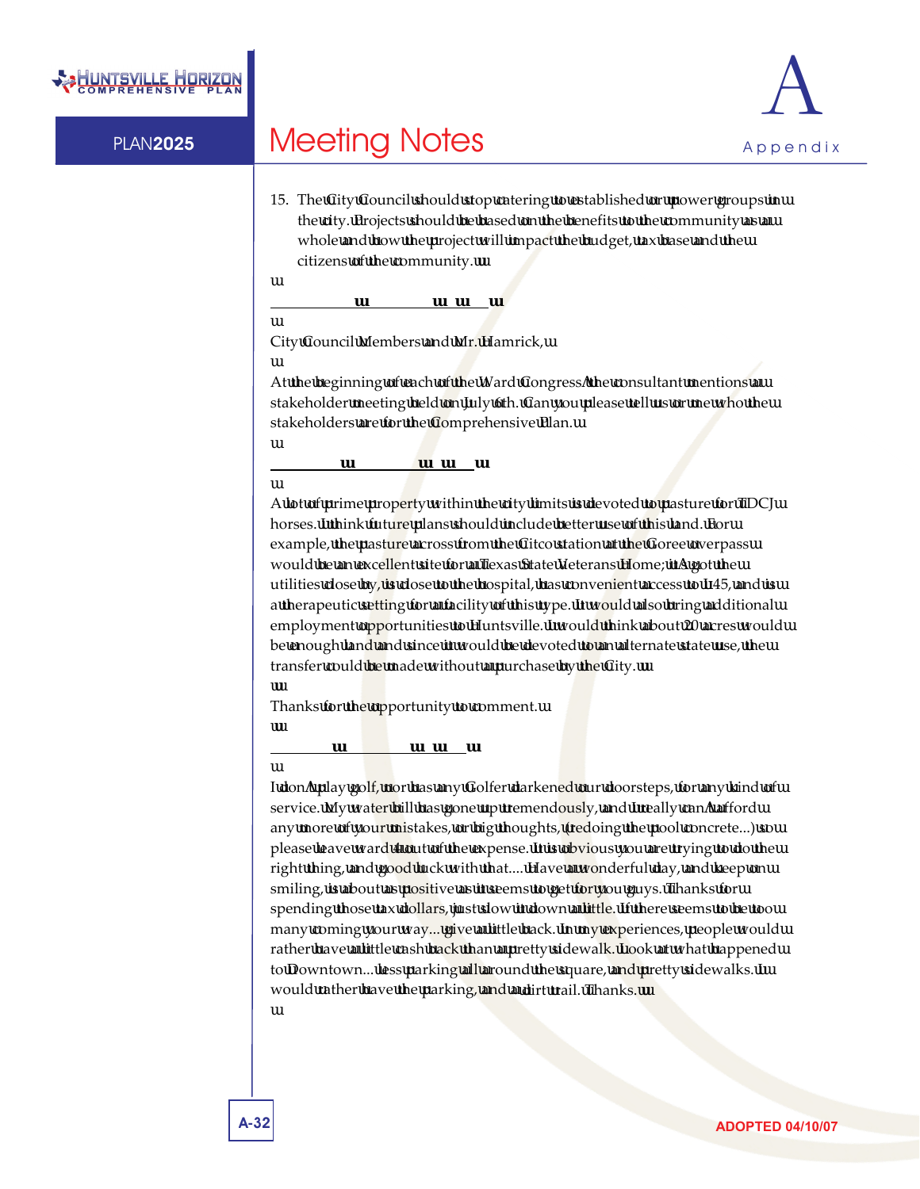15. The City Council should stop catering to established or power groups in the city. Projects should be based on the benefits to the community as a whole and how the project will impact the budget, tax base and the citizens of the community.

City Council Members and Mr. Hamrick,

At the beginning of each of the Ward Congress' the consultant mentions a stakeholder meeting held on July 6th. Can you please tell us or me who the stakeholders are for the Comprehensive Plan.

A lot of prime property within the city limits is devoted to pasture for TDCJ horses. I think future plans should include better use of this land. For example, the pasture across from the Citco station at the Goree overpass would be an excellent site for a Texas State Veterans Home; it's got the utilities close by, is close to the hospital, has convenient access to I-45, and is a therapeutic setting for a facility of this type. It would also bring additional employment opportunities to Huntsville. I would think about 20 acres would be enough land and since it would be devoted to an alternate state use, the transfer could be made without a purchase by the City.

Thanks for the opportunity to comment.

I don't play golf, nor has any Golfer darkened our doorsteps, for any kind of service. My water bill has gone up tremendously, and I really can't afford any more of your mistakes, or big thoughts, (redoing the pool concrete...) so please leave ward 4 out of the expense. It is obvious you are trying to do the right thing, and good luck with that.... Have a wonderful day, and keep on smiling, is about as positive as it seems to get for you guys. Thanks for spending those tax dollars, just slow it down a little. If there seems to be too many coming your way... give a little back. In my experiences, people would rather have a little cash back than a pretty sidewalk. Look at what happened to Downtown... less parking all around the square, and pretty sidewalks. I would rather have the parking, and a dirt trail. Thanks.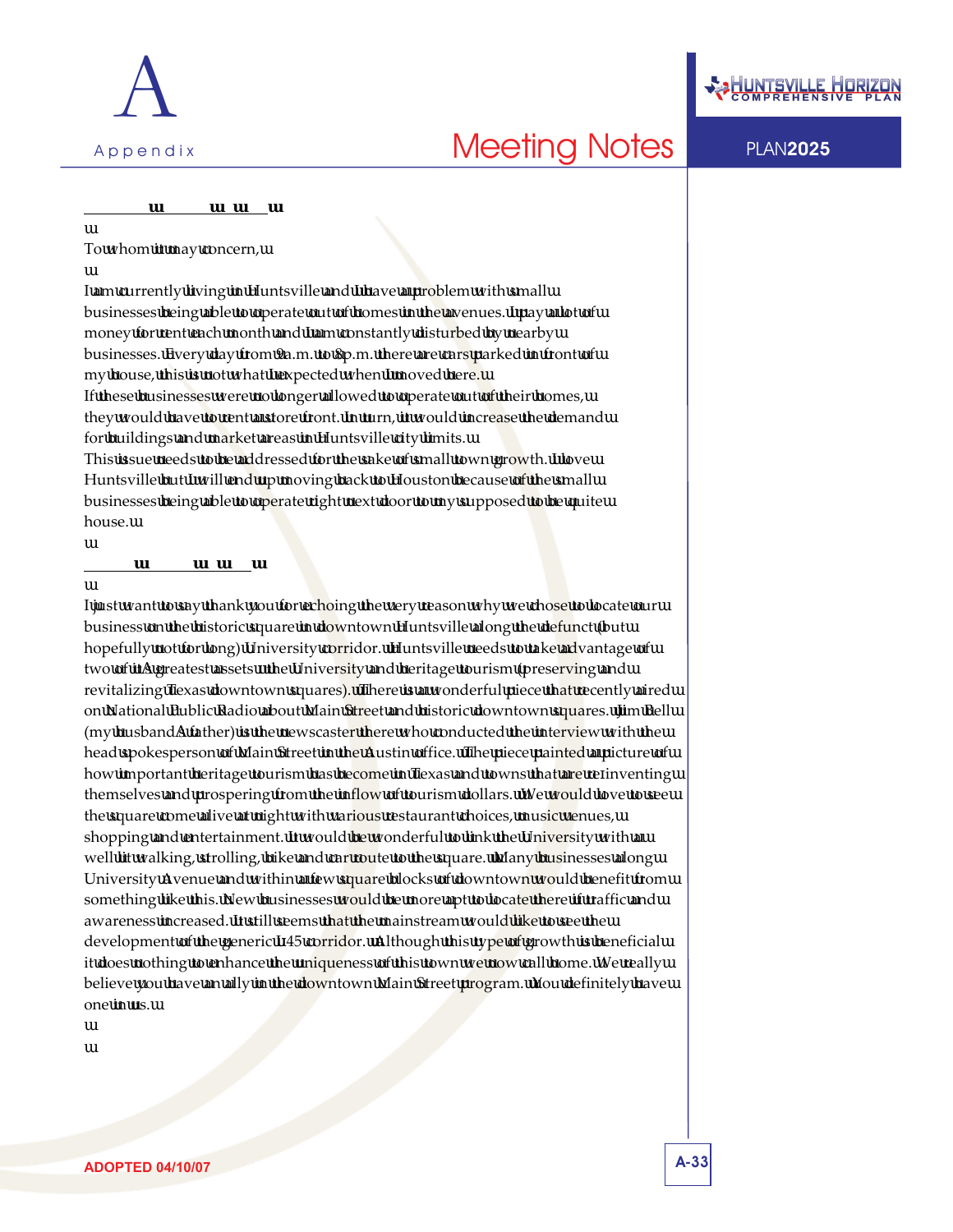To whom it may concern,

I am currently living in Huntsville and I have a problem with small businesses being able to operate out of homes in the avenues. I pay a lot of money for rent each month and I am constantly disturbed by nearby businesses. Every day from 9 a.m. to 8 p.m. there are cars parked in front of my house, this is not what I expected when I moved here.
If these businesses were no longer allowed to operate out of their homes, they would have to rent a store front. In turn, it would increase the demand for buildings and market areas in Huntsville city limits.
This issue needs to be addressed for the sake of small town growth. I love Huntsville but I will end up moving back to Houston because of the small businesses being able to operate right next door to my supposed to be quite house.

I just want to say thank you for echoing the very reason why we chose to locate our business on the historic square in downtown Huntsville along the defunct (but hopefully not for long) University corridor. Huntsville needs to take advantage of two of it's greatest assets – the University and heritage tourism (preserving and revitalizing Texas downtown squares). There is a wonderful piece that recently aired on National Public Radio about Main Street and historic downtown squares. Jim Bell (my husband's father) is the newscaster there who conducted the interview with the head spokesperson of Main Street in the Austin office. The piece painted a picture of how important heritage tourism has become in Texas and towns that are re-inventing themselves and prospering from the inflow of tourism dollars. We would love to see the square come alive at night with various restaurant choices, music venues, shopping and entertainment. It would be wonderful to link the University with a well lit walking, strolling, bike and car route to the square. Many businesses along University Avenue and within a few square blocks of downtown would benefit from something like this. New businesses would be more apt to locate there if traffic and awareness increased. It still seems that the mainstream would like to see the development of the generic I45 corridor. Although this type of growth is beneficial it does nothing to enhance the uniqueness of this town we now call home. We really believe you have an ally in the downtown Main Street program. You definitely have one in us.